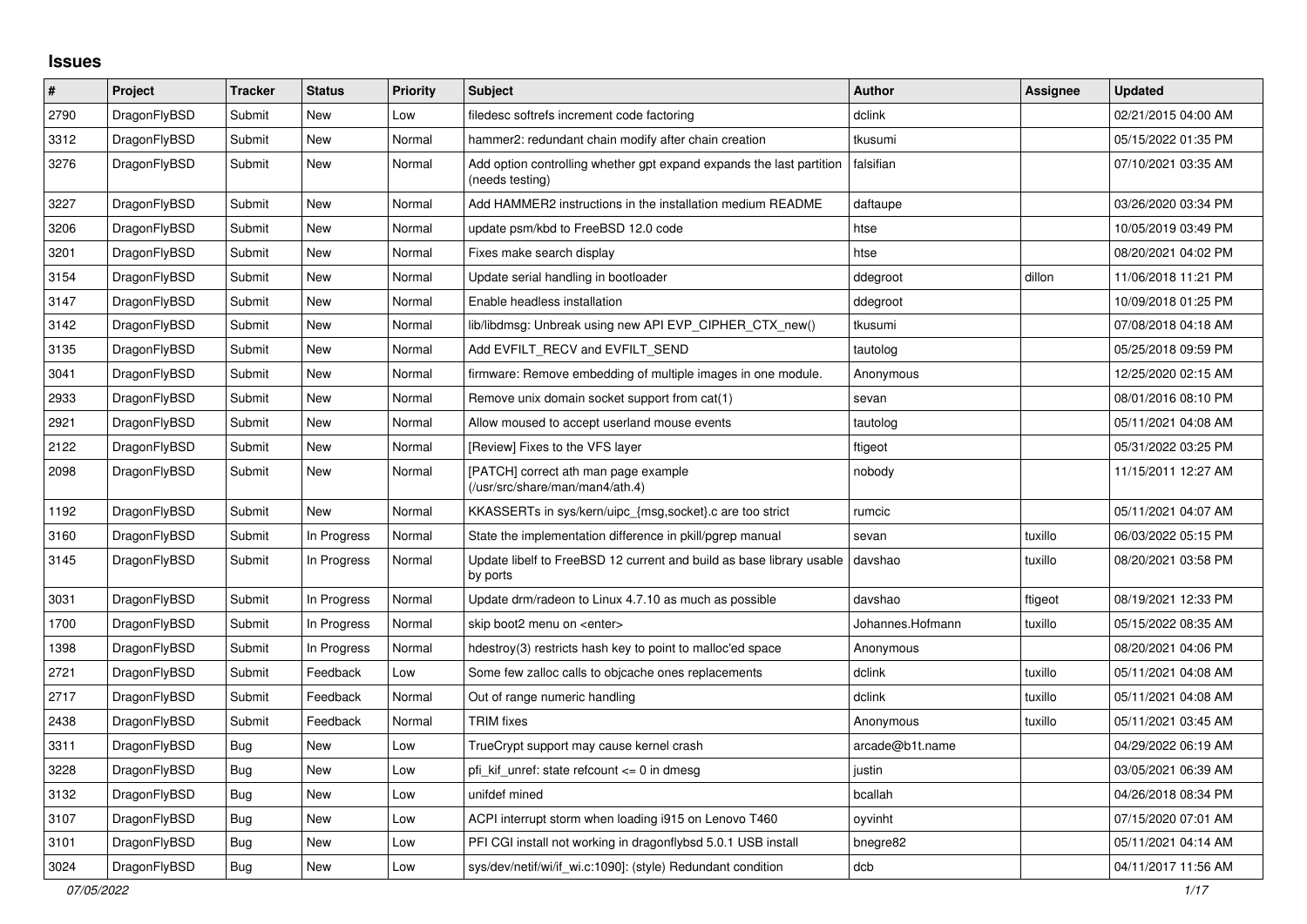# Issues

| # | Project | Tracker | Status | Priority | Subject | Author | Assignee | Updated |
|---|---|---|---|---|---|---|---|---|
| 2790 | DragonFlyBSD | Submit | New | Low | filedesc softrefs increment code factoring | dclink | | 02/21/2015 04:00 AM |
| 3312 | DragonFlyBSD | Submit | New | Normal | hammer2: redundant chain modify after chain creation | tkusumi | | 05/15/2022 01:35 PM |
| 3276 | DragonFlyBSD | Submit | New | Normal | Add option controlling whether gpt expand expands the last partition (needs testing) | falsifian | | 07/10/2021 03:35 AM |
| 3227 | DragonFlyBSD | Submit | New | Normal | Add HAMMER2 instructions in the installation medium README | daftaupe | | 03/26/2020 03:34 PM |
| 3206 | DragonFlyBSD | Submit | New | Normal | update psm/kbd to FreeBSD 12.0 code | htse | | 10/05/2019 03:49 PM |
| 3201 | DragonFlyBSD | Submit | New | Normal | Fixes make search display | htse | | 08/20/2021 04:02 PM |
| 3154 | DragonFlyBSD | Submit | New | Normal | Update serial handling in bootloader | ddegroot | dillon | 11/06/2018 11:21 PM |
| 3147 | DragonFlyBSD | Submit | New | Normal | Enable headless installation | ddegroot | | 10/09/2018 01:25 PM |
| 3142 | DragonFlyBSD | Submit | New | Normal | lib/libdmsg: Unbreak using new API EVP_CIPHER_CTX_new() | tkusumi | | 07/08/2018 04:18 AM |
| 3135 | DragonFlyBSD | Submit | New | Normal | Add EVFILT_RECV and EVFILT_SEND | tautolog | | 05/25/2018 09:59 PM |
| 3041 | DragonFlyBSD | Submit | New | Normal | firmware: Remove embedding of multiple images in one module. | Anonymous | | 12/25/2020 02:15 AM |
| 2933 | DragonFlyBSD | Submit | New | Normal | Remove unix domain socket support from cat(1) | sevan | | 08/01/2016 08:10 PM |
| 2921 | DragonFlyBSD | Submit | New | Normal | Allow moused to accept userland mouse events | tautolog | | 05/11/2021 04:08 AM |
| 2122 | DragonFlyBSD | Submit | New | Normal | [Review] Fixes to the VFS layer | ftigeot | | 05/31/2022 03:25 PM |
| 2098 | DragonFlyBSD | Submit | New | Normal | [PATCH] correct ath man page example (/usr/src/share/man/man4/ath.4) | nobody | | 11/15/2011 12:27 AM |
| 1192 | DragonFlyBSD | Submit | New | Normal | KKASSERTs in sys/kern/uipc_{msg,socket}.c are too strict | rumcic | | 05/11/2021 04:07 AM |
| 3160 | DragonFlyBSD | Submit | In Progress | Normal | State the implementation difference in pkill/pgrep manual | sevan | tuxillo | 06/03/2022 05:15 PM |
| 3145 | DragonFlyBSD | Submit | In Progress | Normal | Update libelf to FreeBSD 12 current and build as base library usable by ports | davshao | tuxillo | 08/20/2021 03:58 PM |
| 3031 | DragonFlyBSD | Submit | In Progress | Normal | Update drm/radeon to Linux 4.7.10 as much as possible | davshao | ftigeot | 08/19/2021 12:33 PM |
| 1700 | DragonFlyBSD | Submit | In Progress | Normal | skip boot2 menu on <enter> | Johannes.Hofmann | tuxillo | 05/15/2022 08:35 AM |
| 1398 | DragonFlyBSD | Submit | In Progress | Normal | hdestroy(3) restricts hash key to point to malloc'ed space | Anonymous | | 08/20/2021 04:06 PM |
| 2721 | DragonFlyBSD | Submit | Feedback | Low | Some few zalloc calls to objcache ones replacements | dclink | tuxillo | 05/11/2021 04:08 AM |
| 2717 | DragonFlyBSD | Submit | Feedback | Normal | Out of range numeric handling | dclink | tuxillo | 05/11/2021 04:08 AM |
| 2438 | DragonFlyBSD | Submit | Feedback | Normal | TRIM fixes | Anonymous | tuxillo | 05/11/2021 03:45 AM |
| 3311 | DragonFlyBSD | Bug | New | Low | TrueCrypt support may cause kernel crash | arcade@b1t.name | | 04/29/2022 06:19 AM |
| 3228 | DragonFlyBSD | Bug | New | Low | pfi_kif_unref: state refcount <= 0 in dmesg | justin | | 03/05/2021 06:39 AM |
| 3132 | DragonFlyBSD | Bug | New | Low | unifdef mined | bcallah | | 04/26/2018 08:34 PM |
| 3107 | DragonFlyBSD | Bug | New | Low | ACPI interrupt storm when loading i915 on Lenovo T460 | oyvinht | | 07/15/2020 07:01 AM |
| 3101 | DragonFlyBSD | Bug | New | Low | PFI CGI install not working in dragonflybsd 5.0.1 USB install | bnegre82 | | 05/11/2021 04:14 AM |
| 3024 | DragonFlyBSD | Bug | New | Low | sys/dev/netif/wi/if_wi.c:1090]: (style) Redundant condition | dcb | | 04/11/2017 11:56 AM |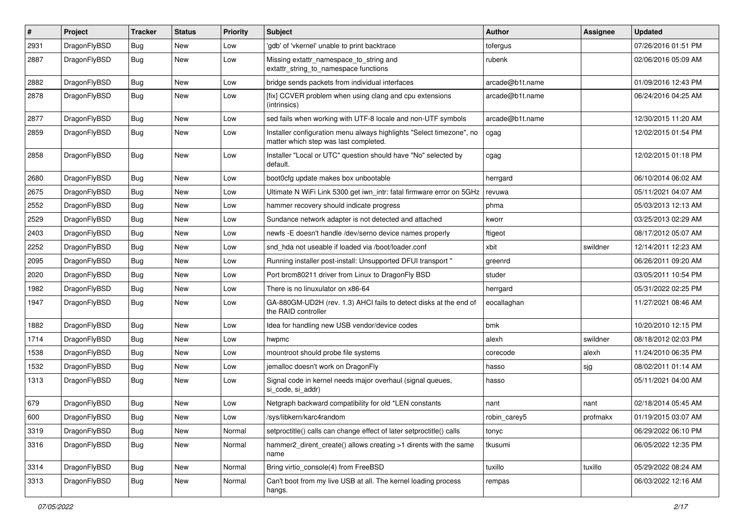| # | Project | Tracker | Status | Priority | Subject | Author | Assignee | Updated |
|---|---|---|---|---|---|---|---|---|
| 2931 | DragonFlyBSD | Bug | New | Low | 'gdb' of 'vkernel' unable to print backtrace | tofergus | | 07/26/2016 01:51 PM |
| 2887 | DragonFlyBSD | Bug | New | Low | Missing extattr_namespace_to_string and extattr_string_to_namespace functions | rubenk | | 02/06/2016 05:09 AM |
| 2882 | DragonFlyBSD | Bug | New | Low | bridge sends packets from individual interfaces | arcade@b1t.name | | 01/09/2016 12:43 PM |
| 2878 | DragonFlyBSD | Bug | New | Low | [fix] CCVER problem when using clang and cpu extensions (intrinsics) | arcade@b1t.name | | 06/24/2016 04:25 AM |
| 2877 | DragonFlyBSD | Bug | New | Low | sed fails when working with UTF-8 locale and non-UTF symbols | arcade@b1t.name | | 12/30/2015 11:20 AM |
| 2859 | DragonFlyBSD | Bug | New | Low | Installer configuration menu always highlights "Select timezone", no matter which step was last completed. | cgag | | 12/02/2015 01:54 PM |
| 2858 | DragonFlyBSD | Bug | New | Low | Installer "Local or UTC" question should have "No" selected by default. | cgag | | 12/02/2015 01:18 PM |
| 2680 | DragonFlyBSD | Bug | New | Low | boot0cfg update makes box unbootable | herrgard | | 06/10/2014 06:02 AM |
| 2675 | DragonFlyBSD | Bug | New | Low | Ultimate N WiFi Link 5300 get iwn_intr: fatal firmware error on 5GHz | revuwa | | 05/11/2021 04:07 AM |
| 2552 | DragonFlyBSD | Bug | New | Low | hammer recovery should indicate progress | phma | | 05/03/2013 12:13 AM |
| 2529 | DragonFlyBSD | Bug | New | Low | Sundance network adapter is not detected and attached | kworr | | 03/25/2013 02:29 AM |
| 2403 | DragonFlyBSD | Bug | New | Low | newfs -E doesn't handle /dev/serno device names properly | ftigeot | | 08/17/2012 05:07 AM |
| 2252 | DragonFlyBSD | Bug | New | Low | snd_hda not useable if loaded via /boot/loader.conf | xbit | swildner | 12/14/2011 12:23 AM |
| 2095 | DragonFlyBSD | Bug | New | Low | Running installer post-install: Unsupported DFUI transport " | greenrd | | 06/26/2011 09:20 AM |
| 2020 | DragonFlyBSD | Bug | New | Low | Port brcm80211 driver from Linux to DragonFly BSD | studer | | 03/05/2011 10:54 PM |
| 1982 | DragonFlyBSD | Bug | New | Low | There is no linuxulator on x86-64 | herrgard | | 05/31/2022 02:25 PM |
| 1947 | DragonFlyBSD | Bug | New | Low | GA-880GM-UD2H (rev. 1.3) AHCI fails to detect disks at the end of the RAID controller | eocallaghan | | 11/27/2021 08:46 AM |
| 1882 | DragonFlyBSD | Bug | New | Low | Idea for handling new USB vendor/device codes | bmk | | 10/20/2010 12:15 PM |
| 1714 | DragonFlyBSD | Bug | New | Low | hwpmc | alexh | swildner | 08/18/2012 02:03 PM |
| 1538 | DragonFlyBSD | Bug | New | Low | mountroot should probe file systems | corecode | alexh | 11/24/2010 06:35 PM |
| 1532 | DragonFlyBSD | Bug | New | Low | jemalloc doesn't work on DragonFly | hasso | sjg | 08/02/2011 01:14 AM |
| 1313 | DragonFlyBSD | Bug | New | Low | Signal code in kernel needs major overhaul (signal queues, si_code, si_addr) | hasso | | 05/11/2021 04:00 AM |
| 679 | DragonFlyBSD | Bug | New | Low | Netgraph backward compatibility for old *LEN constants | nant | nant | 02/18/2014 05:45 AM |
| 600 | DragonFlyBSD | Bug | New | Low | /sys/libkern/karc4random | robin_carey5 | profmakx | 01/19/2015 03:07 AM |
| 3319 | DragonFlyBSD | Bug | New | Normal | setproctitle() calls can change effect of later setproctitle() calls | tonyc | | 06/29/2022 06:10 PM |
| 3316 | DragonFlyBSD | Bug | New | Normal | hammer2_dirent_create() allows creating >1 dirents with the same name | tkusumi | | 06/05/2022 12:35 PM |
| 3314 | DragonFlyBSD | Bug | New | Normal | Bring virtio_console(4) from FreeBSD | tuxillo | tuxillo | 05/29/2022 08:24 AM |
| 3313 | DragonFlyBSD | Bug | New | Normal | Can't boot from my live USB at all. The kernel loading process hangs. | rempas | | 06/03/2022 12:16 AM |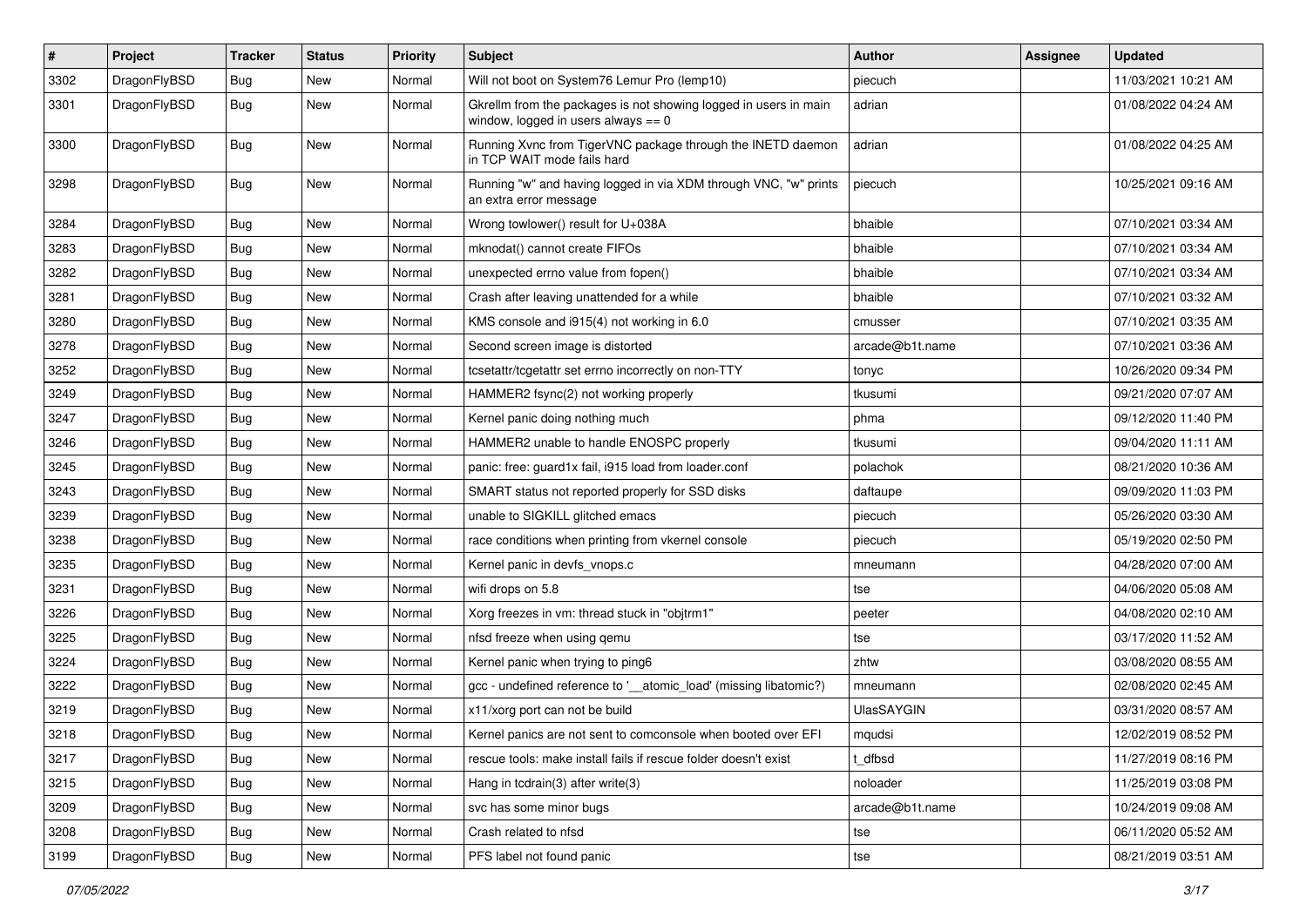| # | Project | Tracker | Status | Priority | Subject | Author | Assignee | Updated |
|---|---|---|---|---|---|---|---|---|
| 3302 | DragonFlyBSD | Bug | New | Normal | Will not boot on System76 Lemur Pro (lemp10) | piecuch | | 11/03/2021 10:21 AM |
| 3301 | DragonFlyBSD | Bug | New | Normal | Gkrellm from the packages is not showing logged in users in main window, logged in users always == 0 | adrian | | 01/08/2022 04:24 AM |
| 3300 | DragonFlyBSD | Bug | New | Normal | Running Xvnc from TigerVNC package through the INETD daemon in TCP WAIT mode fails hard | adrian | | 01/08/2022 04:25 AM |
| 3298 | DragonFlyBSD | Bug | New | Normal | Running "w" and having logged in via XDM through VNC, "w" prints an extra error message | piecuch | | 10/25/2021 09:16 AM |
| 3284 | DragonFlyBSD | Bug | New | Normal | Wrong towlower() result for U+038A | bhaible | | 07/10/2021 03:34 AM |
| 3283 | DragonFlyBSD | Bug | New | Normal | mknodat() cannot create FIFOs | bhaible | | 07/10/2021 03:34 AM |
| 3282 | DragonFlyBSD | Bug | New | Normal | unexpected errno value from fopen() | bhaible | | 07/10/2021 03:34 AM |
| 3281 | DragonFlyBSD | Bug | New | Normal | Crash after leaving unattended for a while | bhaible | | 07/10/2021 03:32 AM |
| 3280 | DragonFlyBSD | Bug | New | Normal | KMS console and i915(4) not working in 6.0 | cmusser | | 07/10/2021 03:35 AM |
| 3278 | DragonFlyBSD | Bug | New | Normal | Second screen image is distorted | arcade@b1t.name | | 07/10/2021 03:36 AM |
| 3252 | DragonFlyBSD | Bug | New | Normal | tcsetattr/tcgetattr set errno incorrectly on non-TTY | tonyc | | 10/26/2020 09:34 PM |
| 3249 | DragonFlyBSD | Bug | New | Normal | HAMMER2 fsync(2) not working properly | tkusumi | | 09/21/2020 07:07 AM |
| 3247 | DragonFlyBSD | Bug | New | Normal | Kernel panic doing nothing much | phma | | 09/12/2020 11:40 PM |
| 3246 | DragonFlyBSD | Bug | New | Normal | HAMMER2 unable to handle ENOSPC properly | tkusumi | | 09/04/2020 11:11 AM |
| 3245 | DragonFlyBSD | Bug | New | Normal | panic: free: guard1x fail, i915 load from loader.conf | polachok | | 08/21/2020 10:36 AM |
| 3243 | DragonFlyBSD | Bug | New | Normal | SMART status not reported properly for SSD disks | daftaupe | | 09/09/2020 11:03 PM |
| 3239 | DragonFlyBSD | Bug | New | Normal | unable to SIGKILL glitched emacs | piecuch | | 05/26/2020 03:30 AM |
| 3238 | DragonFlyBSD | Bug | New | Normal | race conditions when printing from vkernel console | piecuch | | 05/19/2020 02:50 PM |
| 3235 | DragonFlyBSD | Bug | New | Normal | Kernel panic in devfs_vnops.c | mneumann | | 04/28/2020 07:00 AM |
| 3231 | DragonFlyBSD | Bug | New | Normal | wifi drops on 5.8 | tse | | 04/06/2020 05:08 AM |
| 3226 | DragonFlyBSD | Bug | New | Normal | Xorg freezes in vm: thread stuck in "objtrm1" | peeter | | 04/08/2020 02:10 AM |
| 3225 | DragonFlyBSD | Bug | New | Normal | nfsd freeze when using qemu | tse | | 03/17/2020 11:52 AM |
| 3224 | DragonFlyBSD | Bug | New | Normal | Kernel panic when trying to ping6 | zhtw | | 03/08/2020 08:55 AM |
| 3222 | DragonFlyBSD | Bug | New | Normal | gcc - undefined reference to '__atomic_load' (missing libatomic?) | mneumann | | 02/08/2020 02:45 AM |
| 3219 | DragonFlyBSD | Bug | New | Normal | x11/xorg port can not be build | UlasSAYGIN | | 03/31/2020 08:57 AM |
| 3218 | DragonFlyBSD | Bug | New | Normal | Kernel panics are not sent to comconsole when booted over EFI | mqudsi | | 12/02/2019 08:52 PM |
| 3217 | DragonFlyBSD | Bug | New | Normal | rescue tools: make install fails if rescue folder doesn't exist | t_dfbsd | | 11/27/2019 08:16 PM |
| 3215 | DragonFlyBSD | Bug | New | Normal | Hang in tcdrain(3) after write(3) | noloader | | 11/25/2019 03:08 PM |
| 3209 | DragonFlyBSD | Bug | New | Normal | svc has some minor bugs | arcade@b1t.name | | 10/24/2019 09:08 AM |
| 3208 | DragonFlyBSD | Bug | New | Normal | Crash related to nfsd | tse | | 06/11/2020 05:52 AM |
| 3199 | DragonFlyBSD | Bug | New | Normal | PFS label not found panic | tse | | 08/21/2019 03:51 AM |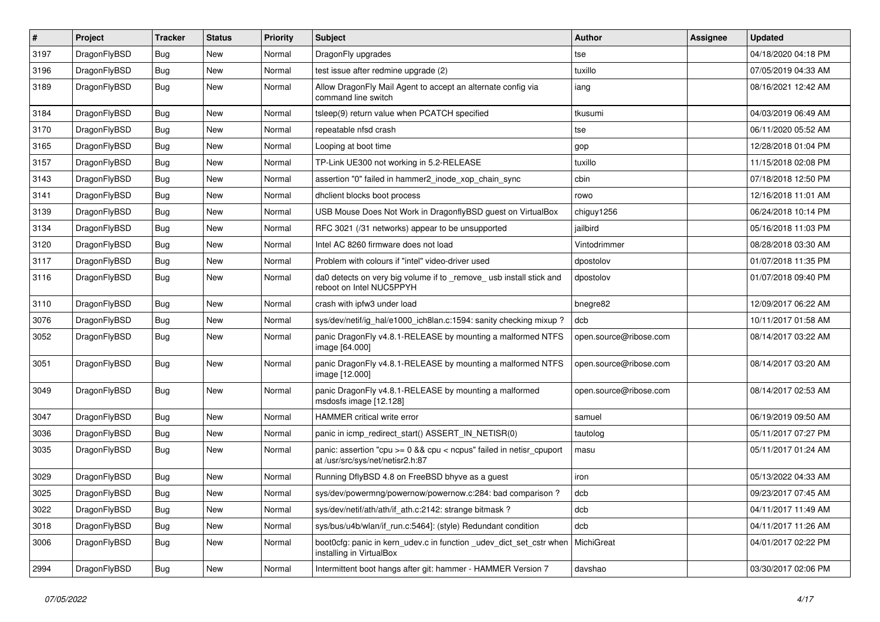| # | Project | Tracker | Status | Priority | Subject | Author | Assignee | Updated |
| --- | --- | --- | --- | --- | --- | --- | --- | --- |
| 3197 | DragonFlyBSD | Bug | New | Normal | DragonFly upgrades | tse | | 04/18/2020 04:18 PM |
| 3196 | DragonFlyBSD | Bug | New | Normal | test issue after redmine upgrade (2) | tuxillo | | 07/05/2019 04:33 AM |
| 3189 | DragonFlyBSD | Bug | New | Normal | Allow DragonFly Mail Agent to accept an alternate config via command line switch | iang | | 08/16/2021 12:42 AM |
| 3184 | DragonFlyBSD | Bug | New | Normal | tsleep(9) return value when PCATCH specified | tkusumi | | 04/03/2019 06:49 AM |
| 3170 | DragonFlyBSD | Bug | New | Normal | repeatable nfsd crash | tse | | 06/11/2020 05:52 AM |
| 3165 | DragonFlyBSD | Bug | New | Normal | Looping at boot time | gop | | 12/28/2018 01:04 PM |
| 3157 | DragonFlyBSD | Bug | New | Normal | TP-Link UE300 not working in 5.2-RELEASE | tuxillo | | 11/15/2018 02:08 PM |
| 3143 | DragonFlyBSD | Bug | New | Normal | assertion "0" failed in hammer2_inode_xop_chain_sync | cbin | | 07/18/2018 12:50 PM |
| 3141 | DragonFlyBSD | Bug | New | Normal | dhclient blocks boot process | rowo | | 12/16/2018 11:01 AM |
| 3139 | DragonFlyBSD | Bug | New | Normal | USB Mouse Does Not Work in DragonflyBSD guest on VirtualBox | chiguy1256 | | 06/24/2018 10:14 PM |
| 3134 | DragonFlyBSD | Bug | New | Normal | RFC 3021 (/31 networks) appear to be unsupported | jailbird | | 05/16/2018 11:03 PM |
| 3120 | DragonFlyBSD | Bug | New | Normal | Intel AC 8260 firmware does not load | Vintodrimmer | | 08/28/2018 03:30 AM |
| 3117 | DragonFlyBSD | Bug | New | Normal | Problem with colours if "intel" video-driver used | dpostolov | | 01/07/2018 11:35 PM |
| 3116 | DragonFlyBSD | Bug | New | Normal | da0 detects on very big volume if to _remove_ usb install stick and reboot on Intel NUC5PPYH | dpostolov | | 01/07/2018 09:40 PM |
| 3110 | DragonFlyBSD | Bug | New | Normal | crash with ipfw3 under load | bnegre82 | | 12/09/2017 06:22 AM |
| 3076 | DragonFlyBSD | Bug | New | Normal | sys/dev/netif/ig_hal/e1000_ich8lan.c:1594: sanity checking mixup ? | dcb | | 10/11/2017 01:58 AM |
| 3052 | DragonFlyBSD | Bug | New | Normal | panic DragonFly v4.8.1-RELEASE by mounting a malformed NTFS image [64.000] | open.source@ribose.com | | 08/14/2017 03:22 AM |
| 3051 | DragonFlyBSD | Bug | New | Normal | panic DragonFly v4.8.1-RELEASE by mounting a malformed NTFS image [12.000] | open.source@ribose.com | | 08/14/2017 03:20 AM |
| 3049 | DragonFlyBSD | Bug | New | Normal | panic DragonFly v4.8.1-RELEASE by mounting a malformed msdosfs image [12.128] | open.source@ribose.com | | 08/14/2017 02:53 AM |
| 3047 | DragonFlyBSD | Bug | New | Normal | HAMMER critical write error | samuel | | 06/19/2019 09:50 AM |
| 3036 | DragonFlyBSD | Bug | New | Normal | panic in icmp_redirect_start() ASSERT_IN_NETISR(0) | tautolog | | 05/11/2017 07:27 PM |
| 3035 | DragonFlyBSD | Bug | New | Normal | panic: assertion "cpu >= 0 && cpu < ncpus" failed in netisr_cpuport at /usr/src/sys/net/netisr2.h:87 | masu | | 05/11/2017 01:24 AM |
| 3029 | DragonFlyBSD | Bug | New | Normal | Running DflyBSD 4.8 on FreeBSD bhyve as a guest | iron | | 05/13/2022 04:33 AM |
| 3025 | DragonFlyBSD | Bug | New | Normal | sys/dev/powermng/powernow/powernow.c:284: bad comparison ? | dcb | | 09/23/2017 07:45 AM |
| 3022 | DragonFlyBSD | Bug | New | Normal | sys/dev/netif/ath/ath/if_ath.c:2142: strange bitmask ? | dcb | | 04/11/2017 11:49 AM |
| 3018 | DragonFlyBSD | Bug | New | Normal | sys/bus/u4b/wlan/if_run.c:5464]: (style) Redundant condition | dcb | | 04/11/2017 11:26 AM |
| 3006 | DragonFlyBSD | Bug | New | Normal | boot0cfg: panic in kern_udev.c in function _udev_dict_set_cstr when installing in VirtualBox | MichiGreat | | 04/01/2017 02:22 PM |
| 2994 | DragonFlyBSD | Bug | New | Normal | Intermittent boot hangs after git: hammer - HAMMER Version 7 | davshao | | 03/30/2017 02:06 PM |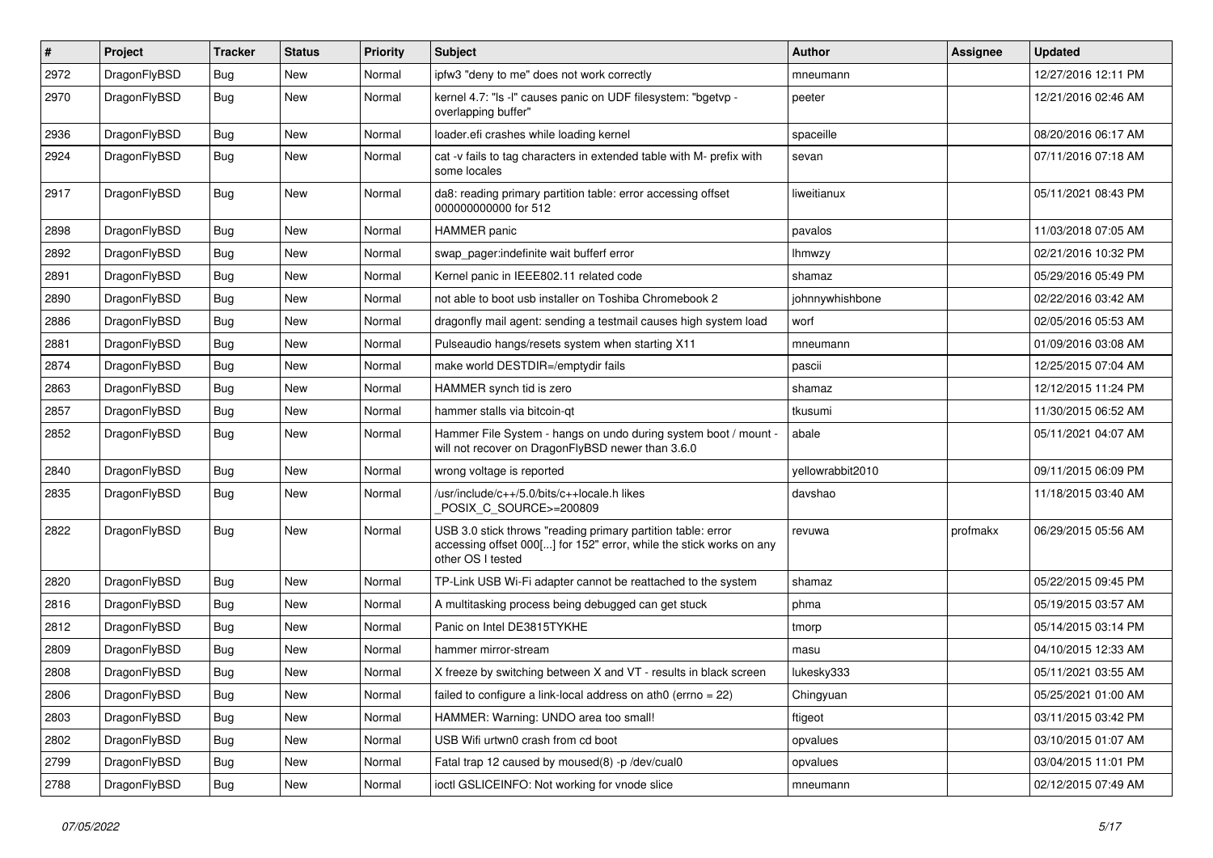| # | Project | Tracker | Status | Priority | Subject | Author | Assignee | Updated |
|---|---|---|---|---|---|---|---|---|
| 2972 | DragonFlyBSD | Bug | New | Normal | ipfw3 "deny to me" does not work correctly | mneumann | | 12/27/2016 12:11 PM |
| 2970 | DragonFlyBSD | Bug | New | Normal | kernel 4.7: "ls -l" causes panic on UDF filesystem: "bgetvp - overlapping buffer" | peeter | | 12/21/2016 02:46 AM |
| 2936 | DragonFlyBSD | Bug | New | Normal | loader.efi crashes while loading kernel | spaceille | | 08/20/2016 06:17 AM |
| 2924 | DragonFlyBSD | Bug | New | Normal | cat -v fails to tag characters in extended table with M- prefix with some locales | sevan | | 07/11/2016 07:18 AM |
| 2917 | DragonFlyBSD | Bug | New | Normal | da8: reading primary partition table: error accessing offset 000000000000 for 512 | liweitianux | | 05/11/2021 08:43 PM |
| 2898 | DragonFlyBSD | Bug | New | Normal | HAMMER panic | pavalos | | 11/03/2018 07:05 AM |
| 2892 | DragonFlyBSD | Bug | New | Normal | swap_pager:indefinite wait bufferf error | lhmwzy | | 02/21/2016 10:32 PM |
| 2891 | DragonFlyBSD | Bug | New | Normal | Kernel panic in IEEE802.11 related code | shamaz | | 05/29/2016 05:49 PM |
| 2890 | DragonFlyBSD | Bug | New | Normal | not able to boot usb installer on Toshiba Chromebook 2 | johnnywhishbone | | 02/22/2016 03:42 AM |
| 2886 | DragonFlyBSD | Bug | New | Normal | dragonfly mail agent: sending a testmail causes high system load | worf | | 02/05/2016 05:53 AM |
| 2881 | DragonFlyBSD | Bug | New | Normal | Pulseaudio hangs/resets system when starting X11 | mneumann | | 01/09/2016 03:08 AM |
| 2874 | DragonFlyBSD | Bug | New | Normal | make world DESTDIR=/emptydir fails | pascii | | 12/25/2015 07:04 AM |
| 2863 | DragonFlyBSD | Bug | New | Normal | HAMMER synch tid is zero | shamaz | | 12/12/2015 11:24 PM |
| 2857 | DragonFlyBSD | Bug | New | Normal | hammer stalls via bitcoin-qt | tkusumi | | 11/30/2015 06:52 AM |
| 2852 | DragonFlyBSD | Bug | New | Normal | Hammer File System - hangs on undo during system boot / mount - will not recover on DragonFlyBSD newer than 3.6.0 | abale | | 05/11/2021 04:07 AM |
| 2840 | DragonFlyBSD | Bug | New | Normal | wrong voltage is reported | yellowrabbit2010 | | 09/11/2015 06:09 PM |
| 2835 | DragonFlyBSD | Bug | New | Normal | /usr/include/c++/5.0/bits/c++locale.h likes _POSIX_C_SOURCE>=200809 | davshao | | 11/18/2015 03:40 AM |
| 2822 | DragonFlyBSD | Bug | New | Normal | USB 3.0 stick throws "reading primary partition table: error accessing offset 000[...] for 152" error, while the stick works on any other OS I tested | revuwa | profmakx | 06/29/2015 05:56 AM |
| 2820 | DragonFlyBSD | Bug | New | Normal | TP-Link USB Wi-Fi adapter cannot be reattached to the system | shamaz | | 05/22/2015 09:45 PM |
| 2816 | DragonFlyBSD | Bug | New | Normal | A multitasking process being debugged can get stuck | phma | | 05/19/2015 03:57 AM |
| 2812 | DragonFlyBSD | Bug | New | Normal | Panic on Intel DE3815TYKHE | tmorp | | 05/14/2015 03:14 PM |
| 2809 | DragonFlyBSD | Bug | New | Normal | hammer mirror-stream | masu | | 04/10/2015 12:33 AM |
| 2808 | DragonFlyBSD | Bug | New | Normal | X freeze by switching between X and VT - results in black screen | lukesky333 | | 05/11/2021 03:55 AM |
| 2806 | DragonFlyBSD | Bug | New | Normal | failed to configure a link-local address on ath0 (errno = 22) | Chingyuan | | 05/25/2021 01:00 AM |
| 2803 | DragonFlyBSD | Bug | New | Normal | HAMMER: Warning: UNDO area too small! | ftigeot | | 03/11/2015 03:42 PM |
| 2802 | DragonFlyBSD | Bug | New | Normal | USB Wifi urtwn0 crash from cd boot | opvalues | | 03/10/2015 01:07 AM |
| 2799 | DragonFlyBSD | Bug | New | Normal | Fatal trap 12 caused by moused(8) -p /dev/cual0 | opvalues | | 03/04/2015 11:01 PM |
| 2788 | DragonFlyBSD | Bug | New | Normal | ioctl GSLICEINFO: Not working for vnode slice | mneumann | | 02/12/2015 07:49 AM |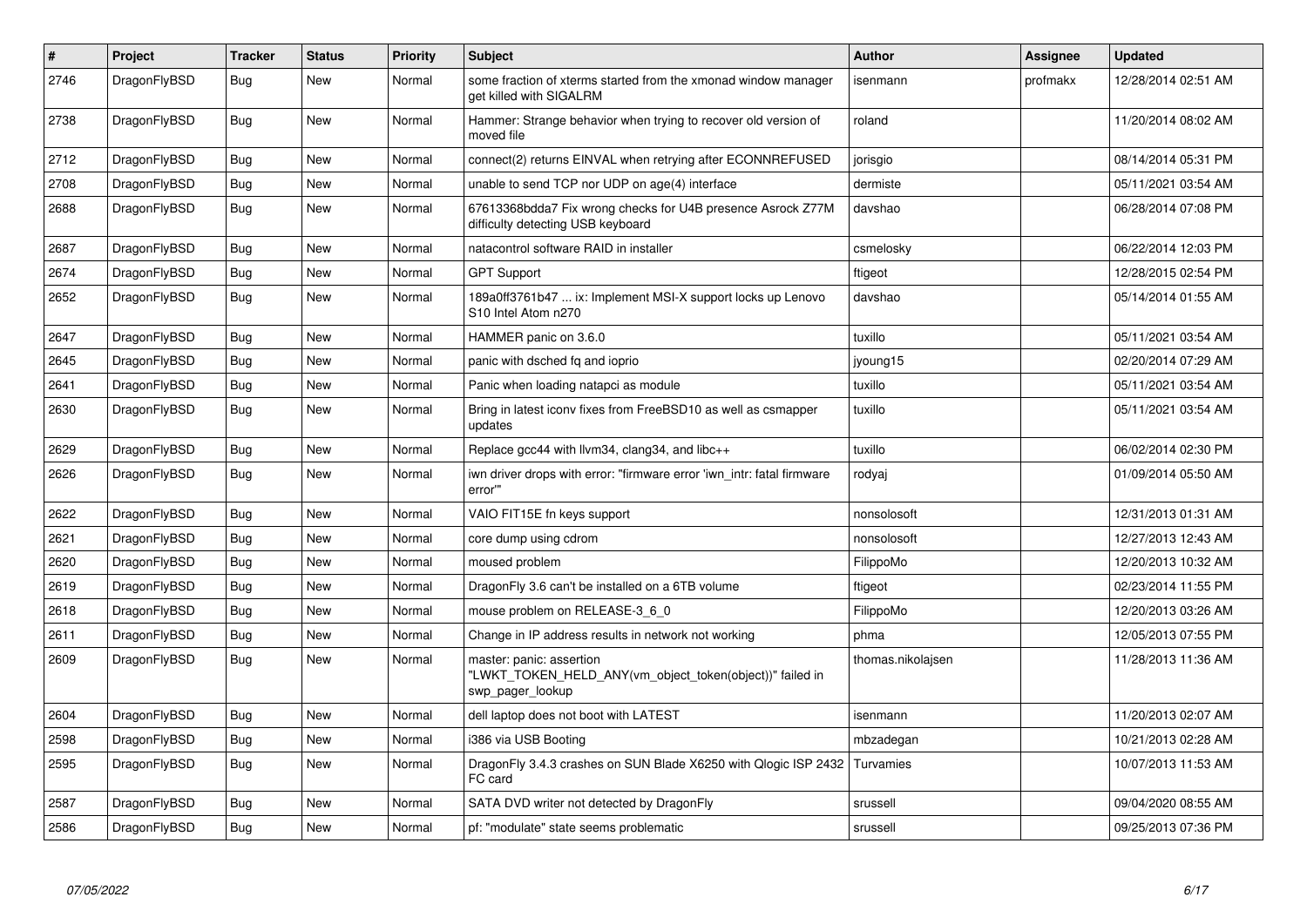| # | Project | Tracker | Status | Priority | Subject | Author | Assignee | Updated |
|---|---|---|---|---|---|---|---|---|
| 2746 | DragonFlyBSD | Bug | New | Normal | some fraction of xterms started from the xmonad window manager get killed with SIGALRM | isenmann | profmakx | 12/28/2014 02:51 AM |
| 2738 | DragonFlyBSD | Bug | New | Normal | Hammer: Strange behavior when trying to recover old version of moved file | roland | | 11/20/2014 08:02 AM |
| 2712 | DragonFlyBSD | Bug | New | Normal | connect(2) returns EINVAL when retrying after ECONNREFUSED | jorisgio | | 08/14/2014 05:31 PM |
| 2708 | DragonFlyBSD | Bug | New | Normal | unable to send TCP nor UDP on age(4) interface | dermiste | | 05/11/2021 03:54 AM |
| 2688 | DragonFlyBSD | Bug | New | Normal | 67613368bdda7 Fix wrong checks for U4B presence Asrock Z77M difficulty detecting USB keyboard | davshao | | 06/28/2014 07:08 PM |
| 2687 | DragonFlyBSD | Bug | New | Normal | natacontrol software RAID in installer | csmelosky | | 06/22/2014 12:03 PM |
| 2674 | DragonFlyBSD | Bug | New | Normal | GPT Support | ftigeot | | 12/28/2015 02:54 PM |
| 2652 | DragonFlyBSD | Bug | New | Normal | 189a0ff3761b47 ... ix: Implement MSI-X support locks up Lenovo S10 Intel Atom n270 | davshao | | 05/14/2014 01:55 AM |
| 2647 | DragonFlyBSD | Bug | New | Normal | HAMMER panic on 3.6.0 | tuxillo | | 05/11/2021 03:54 AM |
| 2645 | DragonFlyBSD | Bug | New | Normal | panic with dsched fq and ioprio | jyoung15 | | 02/20/2014 07:29 AM |
| 2641 | DragonFlyBSD | Bug | New | Normal | Panic when loading natapci as module | tuxillo | | 05/11/2021 03:54 AM |
| 2630 | DragonFlyBSD | Bug | New | Normal | Bring in latest iconv fixes from FreeBSD10 as well as csmapper updates | tuxillo | | 05/11/2021 03:54 AM |
| 2629 | DragonFlyBSD | Bug | New | Normal | Replace gcc44 with llvm34, clang34, and libc++ | tuxillo | | 06/02/2014 02:30 PM |
| 2626 | DragonFlyBSD | Bug | New | Normal | iwn driver drops with error: "firmware error 'iwn_intr: fatal firmware error'" | rodyaj | | 01/09/2014 05:50 AM |
| 2622 | DragonFlyBSD | Bug | New | Normal | VAIO FIT15E fn keys support | nonsolosoft | | 12/31/2013 01:31 AM |
| 2621 | DragonFlyBSD | Bug | New | Normal | core dump using cdrom | nonsolosoft | | 12/27/2013 12:43 AM |
| 2620 | DragonFlyBSD | Bug | New | Normal | moused problem | FilippoMo | | 12/20/2013 10:32 AM |
| 2619 | DragonFlyBSD | Bug | New | Normal | DragonFly 3.6 can't be installed on a 6TB volume | ftigeot | | 02/23/2014 11:55 PM |
| 2618 | DragonFlyBSD | Bug | New | Normal | mouse problem on RELEASE-3_6_0 | FilippoMo | | 12/20/2013 03:26 AM |
| 2611 | DragonFlyBSD | Bug | New | Normal | Change in IP address results in network not working | phma | | 12/05/2013 07:55 PM |
| 2609 | DragonFlyBSD | Bug | New | Normal | master: panic: assertion "LWKT_TOKEN_HELD_ANY(vm_object_token(object))" failed in swp_pager_lookup | thomas.nikolajsen | | 11/28/2013 11:36 AM |
| 2604 | DragonFlyBSD | Bug | New | Normal | dell laptop does not boot with LATEST | isenmann | | 11/20/2013 02:07 AM |
| 2598 | DragonFlyBSD | Bug | New | Normal | i386 via USB Booting | mbzadegan | | 10/21/2013 02:28 AM |
| 2595 | DragonFlyBSD | Bug | New | Normal | DragonFly 3.4.3 crashes on SUN Blade X6250 with Qlogic ISP 2432 FC card | Turvamies | | 10/07/2013 11:53 AM |
| 2587 | DragonFlyBSD | Bug | New | Normal | SATA DVD writer not detected by DragonFly | srussell | | 09/04/2020 08:55 AM |
| 2586 | DragonFlyBSD | Bug | New | Normal | pf: "modulate" state seems problematic | srussell | | 09/25/2013 07:36 PM |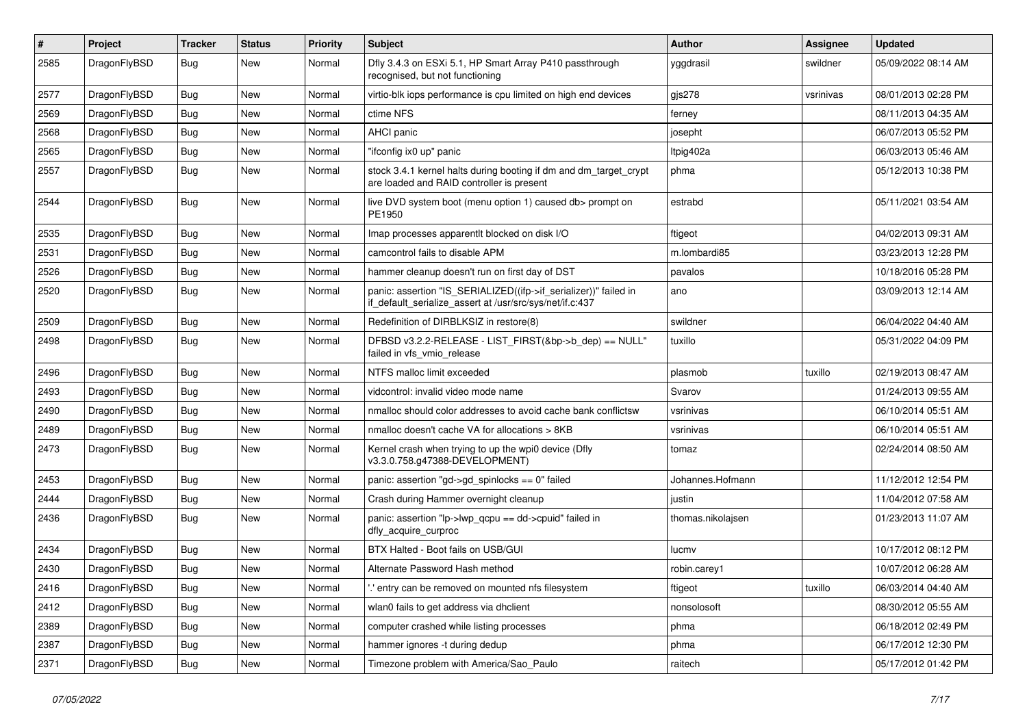| # | Project | Tracker | Status | Priority | Subject | Author | Assignee | Updated |
|---|---|---|---|---|---|---|---|---|
| 2585 | DragonFlyBSD | Bug | New | Normal | Dfly 3.4.3 on ESXi 5.1, HP Smart Array P410 passthrough recognised, but not functioning | yggdrasil | swildner | 05/09/2022 08:14 AM |
| 2577 | DragonFlyBSD | Bug | New | Normal | virtio-blk iops performance is cpu limited on high end devices | gjs278 | vsrinivas | 08/01/2013 02:28 PM |
| 2569 | DragonFlyBSD | Bug | New | Normal | ctime NFS | ferney | | 08/11/2013 04:35 AM |
| 2568 | DragonFlyBSD | Bug | New | Normal | AHCI panic | josepht | | 06/07/2013 05:52 PM |
| 2565 | DragonFlyBSD | Bug | New | Normal | "ifconfig ix0 up" panic | ltpig402a | | 06/03/2013 05:46 AM |
| 2557 | DragonFlyBSD | Bug | New | Normal | stock 3.4.1 kernel halts during booting if dm and dm_target_crypt are loaded and RAID controller is present | phma | | 05/12/2013 10:38 PM |
| 2544 | DragonFlyBSD | Bug | New | Normal | live DVD system boot (menu option 1) caused db> prompt on PE1950 | estrabd | | 05/11/2021 03:54 AM |
| 2535 | DragonFlyBSD | Bug | New | Normal | Imap processes apparentlt blocked on disk I/O | ftigeot | | 04/02/2013 09:31 AM |
| 2531 | DragonFlyBSD | Bug | New | Normal | camcontrol fails to disable APM | m.lombardi85 | | 03/23/2013 12:28 PM |
| 2526 | DragonFlyBSD | Bug | New | Normal | hammer cleanup doesn't run on first day of DST | pavalos | | 10/18/2016 05:28 PM |
| 2520 | DragonFlyBSD | Bug | New | Normal | panic: assertion "IS_SERIALIZED((ifp->if_serializer))" failed in if_default_serialize_assert at /usr/src/sys/net/if.c:437 | ano | | 03/09/2013 12:14 AM |
| 2509 | DragonFlyBSD | Bug | New | Normal | Redefinition of DIRBLKSIZ in restore(8) | swildner | | 06/04/2022 04:40 AM |
| 2498 | DragonFlyBSD | Bug | New | Normal | DFBSD v3.2.2-RELEASE - LIST_FIRST(&bp->b_dep) == NULL" failed in vfs_vmio_release | tuxillo | | 05/31/2022 04:09 PM |
| 2496 | DragonFlyBSD | Bug | New | Normal | NTFS malloc limit exceeded | plasmob | tuxillo | 02/19/2013 08:47 AM |
| 2493 | DragonFlyBSD | Bug | New | Normal | vidcontrol: invalid video mode name | Svarov | | 01/24/2013 09:55 AM |
| 2490 | DragonFlyBSD | Bug | New | Normal | nmalloc should color addresses to avoid cache bank conflictsw | vsrinivas | | 06/10/2014 05:51 AM |
| 2489 | DragonFlyBSD | Bug | New | Normal | nmalloc doesn't cache VA for allocations > 8KB | vsrinivas | | 06/10/2014 05:51 AM |
| 2473 | DragonFlyBSD | Bug | New | Normal | Kernel crash when trying to up the wpi0 device (Dfly v3.3.0.758.g47388-DEVELOPMENT) | tomaz | | 02/24/2014 08:50 AM |
| 2453 | DragonFlyBSD | Bug | New | Normal | panic: assertion "gd->gd_spinlocks == 0" failed | Johannes.Hofmann | | 11/12/2012 12:54 PM |
| 2444 | DragonFlyBSD | Bug | New | Normal | Crash during Hammer overnight cleanup | justin | | 11/04/2012 07:58 AM |
| 2436 | DragonFlyBSD | Bug | New | Normal | panic: assertion "lp->lwp_qcpu == dd->cpuid" failed in dfly_acquire_curproc | thomas.nikolajsen | | 01/23/2013 11:07 AM |
| 2434 | DragonFlyBSD | Bug | New | Normal | BTX Halted - Boot fails on USB/GUI | lucmv | | 10/17/2012 08:12 PM |
| 2430 | DragonFlyBSD | Bug | New | Normal | Alternate Password Hash method | robin.carey1 | | 10/07/2012 06:28 AM |
| 2416 | DragonFlyBSD | Bug | New | Normal | '.' entry can be removed on mounted nfs filesystem | ftigeot | tuxillo | 06/03/2014 04:40 AM |
| 2412 | DragonFlyBSD | Bug | New | Normal | wlan0 fails to get address via dhclient | nonsolosoft | | 08/30/2012 05:55 AM |
| 2389 | DragonFlyBSD | Bug | New | Normal | computer crashed while listing processes | phma | | 06/18/2012 02:49 PM |
| 2387 | DragonFlyBSD | Bug | New | Normal | hammer ignores -t during dedup | phma | | 06/17/2012 12:30 PM |
| 2371 | DragonFlyBSD | Bug | New | Normal | Timezone problem with America/Sao_Paulo | raitech | | 05/17/2012 01:42 PM |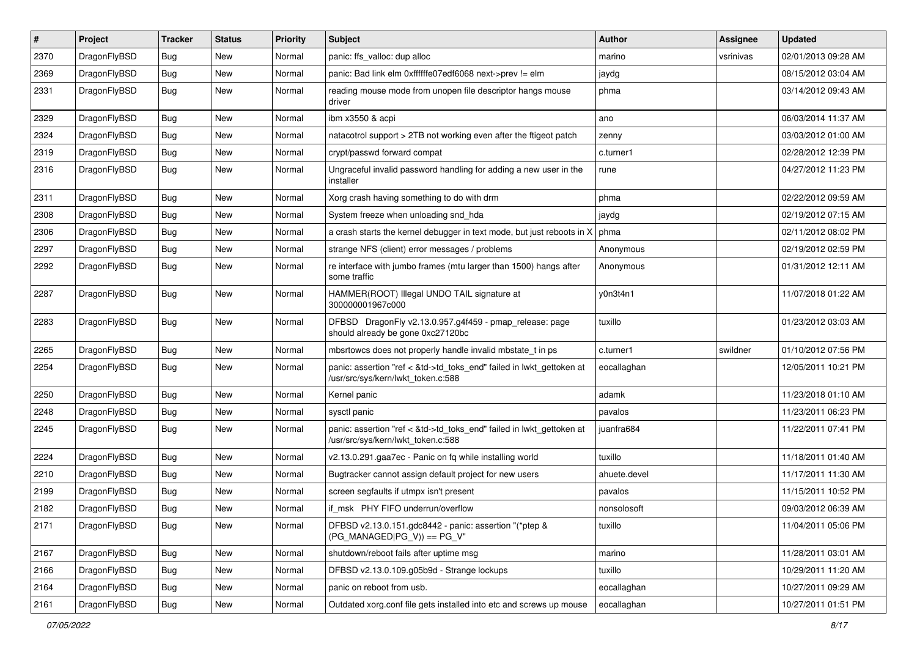| # | Project | Tracker | Status | Priority | Subject | Author | Assignee | Updated |
| --- | --- | --- | --- | --- | --- | --- | --- | --- |
| 2370 | DragonFlyBSD | Bug | New | Normal | panic: ffs_valloc: dup alloc | marino | vsrinivas | 02/01/2013 09:28 AM |
| 2369 | DragonFlyBSD | Bug | New | Normal | panic: Bad link elm 0xffffffe07edf6068 next->prev != elm | jaydg | | 08/15/2012 03:04 AM |
| 2331 | DragonFlyBSD | Bug | New | Normal | reading mouse mode from unopen file descriptor hangs mouse driver | phma | | 03/14/2012 09:43 AM |
| 2329 | DragonFlyBSD | Bug | New | Normal | ibm x3550 & acpi | ano | | 06/03/2014 11:37 AM |
| 2324 | DragonFlyBSD | Bug | New | Normal | natacotrol support > 2TB not working even after the ftigeot patch | zenny | | 03/03/2012 01:00 AM |
| 2319 | DragonFlyBSD | Bug | New | Normal | crypt/passwd forward compat | c.turner1 | | 02/28/2012 12:39 PM |
| 2316 | DragonFlyBSD | Bug | New | Normal | Ungraceful invalid password handling for adding a new user in the installer | rune | | 04/27/2012 11:23 PM |
| 2311 | DragonFlyBSD | Bug | New | Normal | Xorg crash having something to do with drm | phma | | 02/22/2012 09:59 AM |
| 2308 | DragonFlyBSD | Bug | New | Normal | System freeze when unloading snd_hda | jaydg | | 02/19/2012 07:15 AM |
| 2306 | DragonFlyBSD | Bug | New | Normal | a crash starts the kernel debugger in text mode, but just reboots in X | phma | | 02/11/2012 08:02 PM |
| 2297 | DragonFlyBSD | Bug | New | Normal | strange NFS (client) error messages / problems | Anonymous | | 02/19/2012 02:59 PM |
| 2292 | DragonFlyBSD | Bug | New | Normal | re interface with jumbo frames (mtu larger than 1500) hangs after some traffic | Anonymous | | 01/31/2012 12:11 AM |
| 2287 | DragonFlyBSD | Bug | New | Normal | HAMMER(ROOT) Illegal UNDO TAIL signature at 300000001967c000 | y0n3t4n1 | | 11/07/2018 01:22 AM |
| 2283 | DragonFlyBSD | Bug | New | Normal | DFBSD DragonFly v2.13.0.957.g4f459 - pmap_release: page should already be gone 0xc27120bc | tuxillo | | 01/23/2012 03:03 AM |
| 2265 | DragonFlyBSD | Bug | New | Normal | mbsrtowcs does not properly handle invalid mbstate_t in ps | c.turner1 | swildner | 01/10/2012 07:56 PM |
| 2254 | DragonFlyBSD | Bug | New | Normal | panic: assertion "ref < &td->td_toks_end" failed in lwkt_gettoken at /usr/src/sys/kern/lwkt_token.c:588 | eocallaghan | | 12/05/2011 10:21 PM |
| 2250 | DragonFlyBSD | Bug | New | Normal | Kernel panic | adamk | | 11/23/2018 01:10 AM |
| 2248 | DragonFlyBSD | Bug | New | Normal | sysctl panic | pavalos | | 11/23/2011 06:23 PM |
| 2245 | DragonFlyBSD | Bug | New | Normal | panic: assertion "ref < &td->td_toks_end" failed in lwkt_gettoken at /usr/src/sys/kern/lwkt_token.c:588 | juanfra684 | | 11/22/2011 07:41 PM |
| 2224 | DragonFlyBSD | Bug | New | Normal | v2.13.0.291.gaa7ec - Panic on fq while installing world | tuxillo | | 11/18/2011 01:40 AM |
| 2210 | DragonFlyBSD | Bug | New | Normal | Bugtracker cannot assign default project for new users | ahuete.devel | | 11/17/2011 11:30 AM |
| 2199 | DragonFlyBSD | Bug | New | Normal | screen segfaults if utmpx isn't present | pavalos | | 11/15/2011 10:52 PM |
| 2182 | DragonFlyBSD | Bug | New | Normal | if_msk PHY FIFO underrun/overflow | nonsolosoft | | 09/03/2012 06:39 AM |
| 2171 | DragonFlyBSD | Bug | New | Normal | DFBSD v2.13.0.151.gdc8442 - panic: assertion "(*ptep & (PG_MANAGED\|PG_V)) == PG_V" | tuxillo | | 11/04/2011 05:06 PM |
| 2167 | DragonFlyBSD | Bug | New | Normal | shutdown/reboot fails after uptime msg | marino | | 11/28/2011 03:01 AM |
| 2166 | DragonFlyBSD | Bug | New | Normal | DFBSD v2.13.0.109.g05b9d - Strange lockups | tuxillo | | 10/29/2011 11:20 AM |
| 2164 | DragonFlyBSD | Bug | New | Normal | panic on reboot from usb. | eocallaghan | | 10/27/2011 09:29 AM |
| 2161 | DragonFlyBSD | Bug | New | Normal | Outdated xorg.conf file gets installed into etc and screws up mouse | eocallaghan | | 10/27/2011 01:51 PM |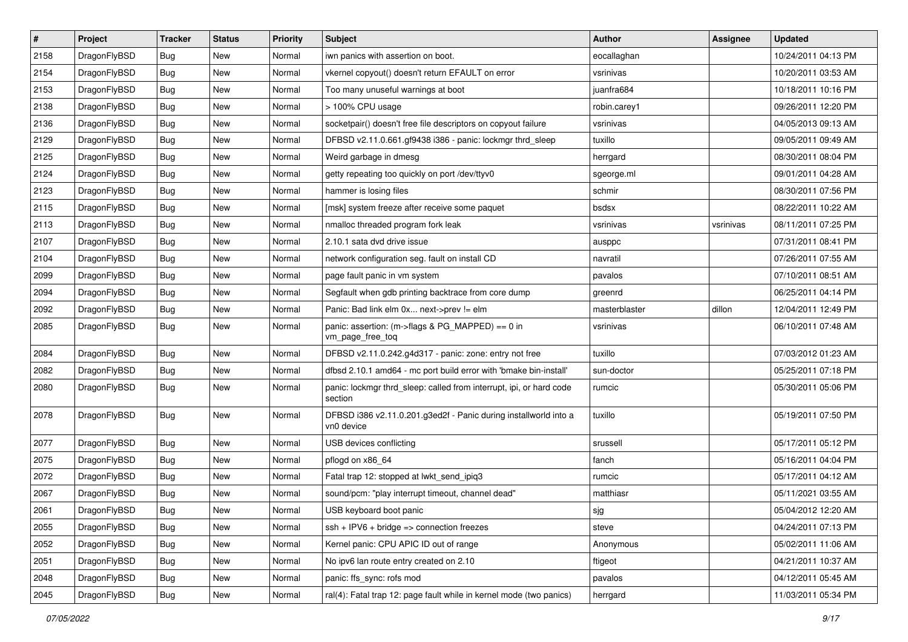| # | Project | Tracker | Status | Priority | Subject | Author | Assignee | Updated |
| --- | --- | --- | --- | --- | --- | --- | --- | --- |
| 2158 | DragonFlyBSD | Bug | New | Normal | iwn panics with assertion on boot. | eocallaghan | | 10/24/2011 04:13 PM |
| 2154 | DragonFlyBSD | Bug | New | Normal | vkernel copyout() doesn't return EFAULT on error | vsrinivas | | 10/20/2011 03:53 AM |
| 2153 | DragonFlyBSD | Bug | New | Normal | Too many unuseful warnings at boot | juanfra684 | | 10/18/2011 10:16 PM |
| 2138 | DragonFlyBSD | Bug | New | Normal | > 100% CPU usage | robin.carey1 | | 09/26/2011 12:20 PM |
| 2136 | DragonFlyBSD | Bug | New | Normal | socketpair() doesn't free file descriptors on copyout failure | vsrinivas | | 04/05/2013 09:13 AM |
| 2129 | DragonFlyBSD | Bug | New | Normal | DFBSD v2.11.0.661.gf9438 i386 - panic: lockmgr thrd_sleep | tuxillo | | 09/05/2011 09:49 AM |
| 2125 | DragonFlyBSD | Bug | New | Normal | Weird garbage in dmesg | herrgard | | 08/30/2011 08:04 PM |
| 2124 | DragonFlyBSD | Bug | New | Normal | getty repeating too quickly on port /dev/ttyv0 | sgeorge.ml | | 09/01/2011 04:28 AM |
| 2123 | DragonFlyBSD | Bug | New | Normal | hammer is losing files | schmir | | 08/30/2011 07:56 PM |
| 2115 | DragonFlyBSD | Bug | New | Normal | [msk] system freeze after receive some paquet | bsdsx | | 08/22/2011 10:22 AM |
| 2113 | DragonFlyBSD | Bug | New | Normal | nmalloc threaded program fork leak | vsrinivas | vsrinivas | 08/11/2011 07:25 PM |
| 2107 | DragonFlyBSD | Bug | New | Normal | 2.10.1 sata dvd drive issue | ausppc | | 07/31/2011 08:41 PM |
| 2104 | DragonFlyBSD | Bug | New | Normal | network configuration seg. fault on install CD | navratil | | 07/26/2011 07:55 AM |
| 2099 | DragonFlyBSD | Bug | New | Normal | page fault panic in vm system | pavalos | | 07/10/2011 08:51 AM |
| 2094 | DragonFlyBSD | Bug | New | Normal | Segfault when gdb printing backtrace from core dump | greenrd | | 06/25/2011 04:14 PM |
| 2092 | DragonFlyBSD | Bug | New | Normal | Panic: Bad link elm 0x... next->prev != elm | masterblaster | dillon | 12/04/2011 12:49 PM |
| 2085 | DragonFlyBSD | Bug | New | Normal | panic: assertion: (m->flags & PG_MAPPED) == 0 in vm_page_free_toq | vsrinivas | | 06/10/2011 07:48 AM |
| 2084 | DragonFlyBSD | Bug | New | Normal | DFBSD v2.11.0.242.g4d317 - panic: zone: entry not free | tuxillo | | 07/03/2012 01:23 AM |
| 2082 | DragonFlyBSD | Bug | New | Normal | dfbsd 2.10.1 amd64 - mc port build error with 'bmake bin-install' | sun-doctor | | 05/25/2011 07:18 PM |
| 2080 | DragonFlyBSD | Bug | New | Normal | panic: lockmgr thrd_sleep: called from interrupt, ipi, or hard code section | rumcic | | 05/30/2011 05:06 PM |
| 2078 | DragonFlyBSD | Bug | New | Normal | DFBSD i386 v2.11.0.201.g3ed2f - Panic during installworld into a vn0 device | tuxillo | | 05/19/2011 07:50 PM |
| 2077 | DragonFlyBSD | Bug | New | Normal | USB devices conflicting | srussell | | 05/17/2011 05:12 PM |
| 2075 | DragonFlyBSD | Bug | New | Normal | pflogd on x86_64 | fanch | | 05/16/2011 04:04 PM |
| 2072 | DragonFlyBSD | Bug | New | Normal | Fatal trap 12: stopped at lwkt_send_ipiq3 | rumcic | | 05/17/2011 04:12 AM |
| 2067 | DragonFlyBSD | Bug | New | Normal | sound/pcm: "play interrupt timeout, channel dead" | matthiasr | | 05/11/2021 03:55 AM |
| 2061 | DragonFlyBSD | Bug | New | Normal | USB keyboard boot panic | sjg | | 05/04/2012 12:20 AM |
| 2055 | DragonFlyBSD | Bug | New | Normal | ssh + IPV6 + bridge => connection freezes | steve | | 04/24/2011 07:13 PM |
| 2052 | DragonFlyBSD | Bug | New | Normal | Kernel panic: CPU APIC ID out of range | Anonymous | | 05/02/2011 11:06 AM |
| 2051 | DragonFlyBSD | Bug | New | Normal | No ipv6 lan route entry created on 2.10 | ftigeot | | 04/21/2011 10:37 AM |
| 2048 | DragonFlyBSD | Bug | New | Normal | panic: ffs_sync: rofs mod | pavalos | | 04/12/2011 05:45 AM |
| 2045 | DragonFlyBSD | Bug | New | Normal | ral(4): Fatal trap 12: page fault while in kernel mode (two panics) | herrgard | | 11/03/2011 05:34 PM |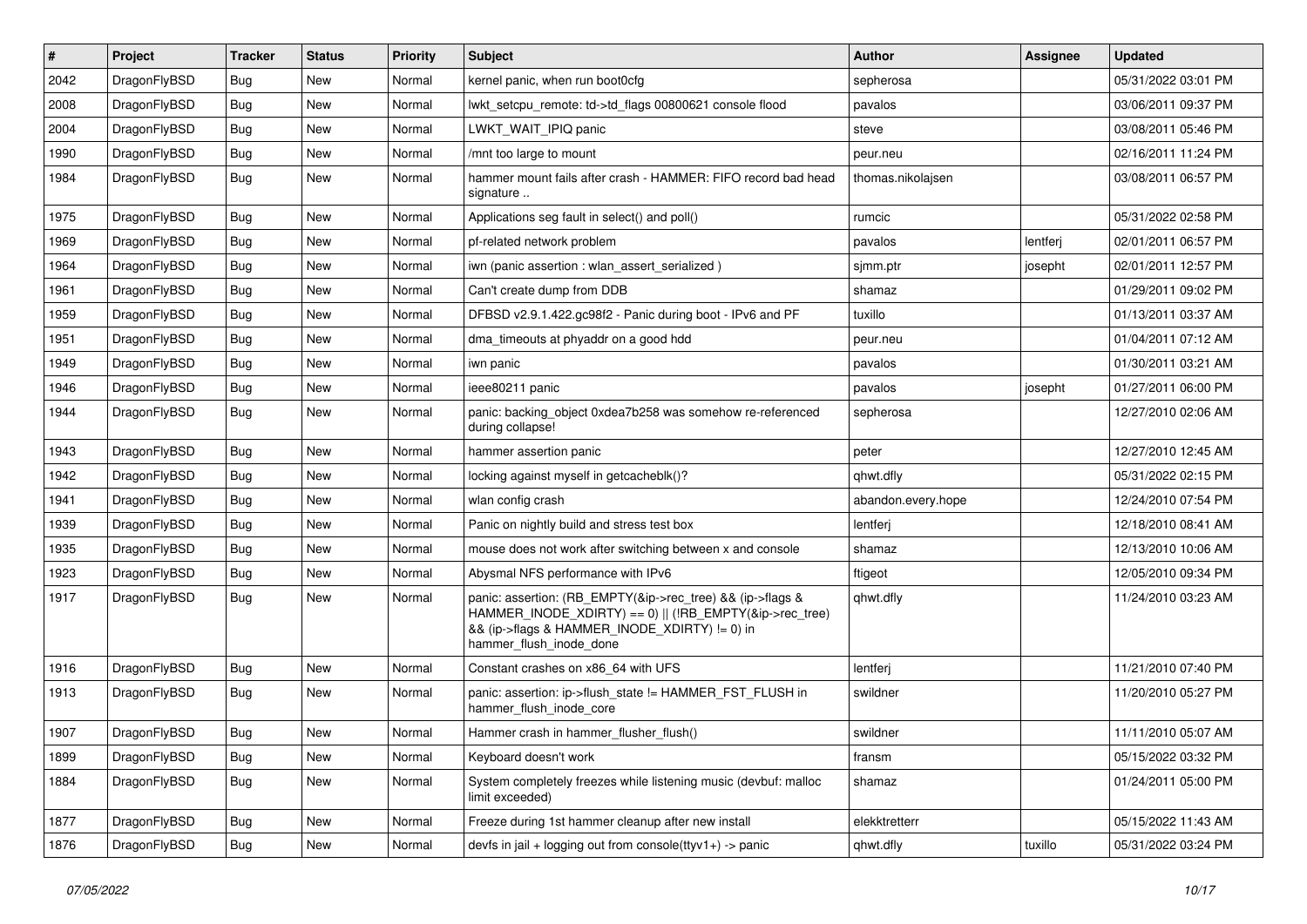| # | Project | Tracker | Status | Priority | Subject | Author | Assignee | Updated |
|---|---|---|---|---|---|---|---|---|
| 2042 | DragonFlyBSD | Bug | New | Normal | kernel panic, when run boot0cfg | sepherosa | | 05/31/2022 03:01 PM |
| 2008 | DragonFlyBSD | Bug | New | Normal | lwkt_setcpu_remote: td->td_flags 00800621 console flood | pavalos | | 03/06/2011 09:37 PM |
| 2004 | DragonFlyBSD | Bug | New | Normal | LWKT_WAIT_IPIQ panic | steve | | 03/08/2011 05:46 PM |
| 1990 | DragonFlyBSD | Bug | New | Normal | /mnt too large to mount | peur.neu | | 02/16/2011 11:24 PM |
| 1984 | DragonFlyBSD | Bug | New | Normal | hammer mount fails after crash - HAMMER: FIFO record bad head signature .. | thomas.nikolajsen | | 03/08/2011 06:57 PM |
| 1975 | DragonFlyBSD | Bug | New | Normal | Applications seg fault in select() and poll() | rumcic | | 05/31/2022 02:58 PM |
| 1969 | DragonFlyBSD | Bug | New | Normal | pf-related network problem | pavalos | lentferj | 02/01/2011 06:57 PM |
| 1964 | DragonFlyBSD | Bug | New | Normal | iwn (panic assertion : wlan_assert_serialized ) | sjmm.ptr | josepht | 02/01/2011 12:57 PM |
| 1961 | DragonFlyBSD | Bug | New | Normal | Can't create dump from DDB | shamaz | | 01/29/2011 09:02 PM |
| 1959 | DragonFlyBSD | Bug | New | Normal | DFBSD v2.9.1.422.gc98f2 - Panic during boot - IPv6 and PF | tuxillo | | 01/13/2011 03:37 AM |
| 1951 | DragonFlyBSD | Bug | New | Normal | dma_timeouts at phyaddr on a good hdd | peur.neu | | 01/04/2011 07:12 AM |
| 1949 | DragonFlyBSD | Bug | New | Normal | iwn panic | pavalos | | 01/30/2011 03:21 AM |
| 1946 | DragonFlyBSD | Bug | New | Normal | ieee80211 panic | pavalos | josepht | 01/27/2011 06:00 PM |
| 1944 | DragonFlyBSD | Bug | New | Normal | panic: backing_object 0xdea7b258 was somehow re-referenced during collapse! | sepherosa | | 12/27/2010 02:06 AM |
| 1943 | DragonFlyBSD | Bug | New | Normal | hammer assertion panic | peter | | 12/27/2010 12:45 AM |
| 1942 | DragonFlyBSD | Bug | New | Normal | locking against myself in getcacheblk()? | qhwt.dfly | | 05/31/2022 02:15 PM |
| 1941 | DragonFlyBSD | Bug | New | Normal | wlan config crash | abandon.every.hope | | 12/24/2010 07:54 PM |
| 1939 | DragonFlyBSD | Bug | New | Normal | Panic on nightly build and stress test box | lentferj | | 12/18/2010 08:41 AM |
| 1935 | DragonFlyBSD | Bug | New | Normal | mouse does not work after switching between x and console | shamaz | | 12/13/2010 10:06 AM |
| 1923 | DragonFlyBSD | Bug | New | Normal | Abysmal NFS performance with IPv6 | ftigeot | | 12/05/2010 09:34 PM |
| 1917 | DragonFlyBSD | Bug | New | Normal | panic: assertion: (RB_EMPTY(&ip->rec_tree) && (ip->flags & HAMMER_INODE_XDIRTY) == 0) \|\| (!RB_EMPTY(&ip->rec_tree) && (ip->flags & HAMMER_INODE_XDIRTY) != 0) in hammer_flush_inode_done | qhwt.dfly | | 11/24/2010 03:23 AM |
| 1916 | DragonFlyBSD | Bug | New | Normal | Constant crashes on x86_64 with UFS | lentferj | | 11/21/2010 07:40 PM |
| 1913 | DragonFlyBSD | Bug | New | Normal | panic: assertion: ip->flush_state != HAMMER_FST_FLUSH in hammer_flush_inode_core | swildner | | 11/20/2010 05:27 PM |
| 1907 | DragonFlyBSD | Bug | New | Normal | Hammer crash in hammer_flusher_flush() | swildner | | 11/11/2010 05:07 AM |
| 1899 | DragonFlyBSD | Bug | New | Normal | Keyboard doesn't work | fransm | | 05/15/2022 03:32 PM |
| 1884 | DragonFlyBSD | Bug | New | Normal | System completely freezes while listening music (devbuf: malloc limit exceeded) | shamaz | | 01/24/2011 05:00 PM |
| 1877 | DragonFlyBSD | Bug | New | Normal | Freeze during 1st hammer cleanup after new install | elekktretterr | | 05/15/2022 11:43 AM |
| 1876 | DragonFlyBSD | Bug | New | Normal | devfs in jail + logging out from console(ttyv1+) -> panic | qhwt.dfly | tuxillo | 05/31/2022 03:24 PM |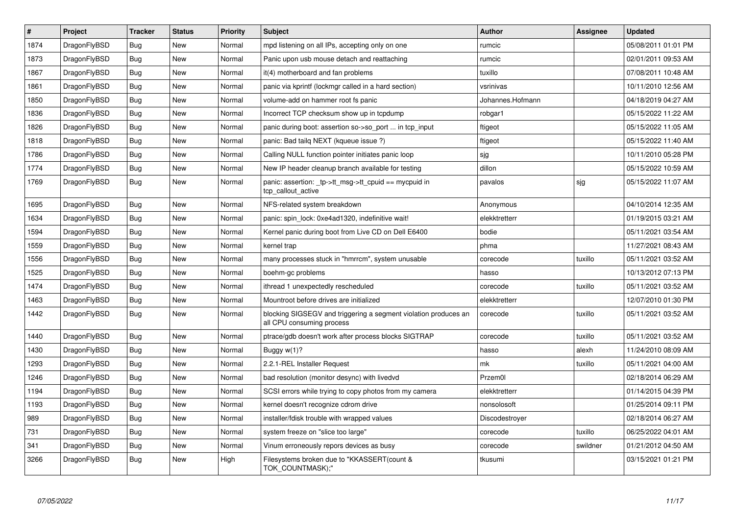| # | Project | Tracker | Status | Priority | Subject | Author | Assignee | Updated |
|---|---|---|---|---|---|---|---|---|
| 1874 | DragonFlyBSD | Bug | New | Normal | mpd listening on all IPs, accepting only on one | rumcic | | 05/08/2011 01:01 PM |
| 1873 | DragonFlyBSD | Bug | New | Normal | Panic upon usb mouse detach and reattaching | rumcic | | 02/01/2011 09:53 AM |
| 1867 | DragonFlyBSD | Bug | New | Normal | it(4) motherboard and fan problems | tuxillo | | 07/08/2011 10:48 AM |
| 1861 | DragonFlyBSD | Bug | New | Normal | panic via kprintf (lockmgr called in a hard section) | vsrinivas | | 10/11/2010 12:56 AM |
| 1850 | DragonFlyBSD | Bug | New | Normal | volume-add on hammer root fs panic | Johannes.Hofmann | | 04/18/2019 04:27 AM |
| 1836 | DragonFlyBSD | Bug | New | Normal | Incorrect TCP checksum show up in tcpdump | robgar1 | | 05/15/2022 11:22 AM |
| 1826 | DragonFlyBSD | Bug | New | Normal | panic during boot: assertion so->so_port ... in tcp_input | ftigeot | | 05/15/2022 11:05 AM |
| 1818 | DragonFlyBSD | Bug | New | Normal | panic: Bad tailq NEXT (kqueue issue ?) | ftigeot | | 05/15/2022 11:40 AM |
| 1786 | DragonFlyBSD | Bug | New | Normal | Calling NULL function pointer initiates panic loop | sjg | | 10/11/2010 05:28 PM |
| 1774 | DragonFlyBSD | Bug | New | Normal | New IP header cleanup branch available for testing | dillon | | 05/15/2022 10:59 AM |
| 1769 | DragonFlyBSD | Bug | New | Normal | panic: assertion: _tp->tt_msg->tt_cpuid == mycpuid in tcp_callout_active | pavalos | sjg | 05/15/2022 11:07 AM |
| 1695 | DragonFlyBSD | Bug | New | Normal | NFS-related system breakdown | Anonymous | | 04/10/2014 12:35 AM |
| 1634 | DragonFlyBSD | Bug | New | Normal | panic: spin_lock: 0xe4ad1320, indefinitive wait! | elekktretterr | | 01/19/2015 03:21 AM |
| 1594 | DragonFlyBSD | Bug | New | Normal | Kernel panic during boot from Live CD on Dell E6400 | bodie | | 05/11/2021 03:54 AM |
| 1559 | DragonFlyBSD | Bug | New | Normal | kernel trap | phma | | 11/27/2021 08:43 AM |
| 1556 | DragonFlyBSD | Bug | New | Normal | many processes stuck in "hmrrcm", system unusable | corecode | tuxillo | 05/11/2021 03:52 AM |
| 1525 | DragonFlyBSD | Bug | New | Normal | boehm-gc problems | hasso | | 10/13/2012 07:13 PM |
| 1474 | DragonFlyBSD | Bug | New | Normal | ithread 1 unexpectedly rescheduled | corecode | tuxillo | 05/11/2021 03:52 AM |
| 1463 | DragonFlyBSD | Bug | New | Normal | Mountroot before drives are initialized | elekktretterr | | 12/07/2010 01:30 PM |
| 1442 | DragonFlyBSD | Bug | New | Normal | blocking SIGSEGV and triggering a segment violation produces an all CPU consuming process | corecode | tuxillo | 05/11/2021 03:52 AM |
| 1440 | DragonFlyBSD | Bug | New | Normal | ptrace/gdb doesn't work after process blocks SIGTRAP | corecode | tuxillo | 05/11/2021 03:52 AM |
| 1430 | DragonFlyBSD | Bug | New | Normal | Buggy w(1)? | hasso | alexh | 11/24/2010 08:09 AM |
| 1293 | DragonFlyBSD | Bug | New | Normal | 2.2.1-REL Installer Request | mk | tuxillo | 05/11/2021 04:00 AM |
| 1246 | DragonFlyBSD | Bug | New | Normal | bad resolution (monitor desync) with livedvd | Przem0l | | 02/18/2014 06:29 AM |
| 1194 | DragonFlyBSD | Bug | New | Normal | SCSI errors while trying to copy photos from my camera | elekktretterr | | 01/14/2015 04:39 PM |
| 1193 | DragonFlyBSD | Bug | New | Normal | kernel doesn't recognize cdrom drive | nonsolosoft | | 01/25/2014 09:11 PM |
| 989 | DragonFlyBSD | Bug | New | Normal | installer/fdisk trouble with wrapped values | Discodestroyer | | 02/18/2014 06:27 AM |
| 731 | DragonFlyBSD | Bug | New | Normal | system freeze on "slice too large" | corecode | tuxillo | 06/25/2022 04:01 AM |
| 341 | DragonFlyBSD | Bug | New | Normal | Vinum erroneously repors devices as busy | corecode | swildner | 01/21/2012 04:50 AM |
| 3266 | DragonFlyBSD | Bug | New | High | Filesystems broken due to "KKASSERT(count & TOK_COUNTMASK);" | tkusumi | | 03/15/2021 01:21 PM |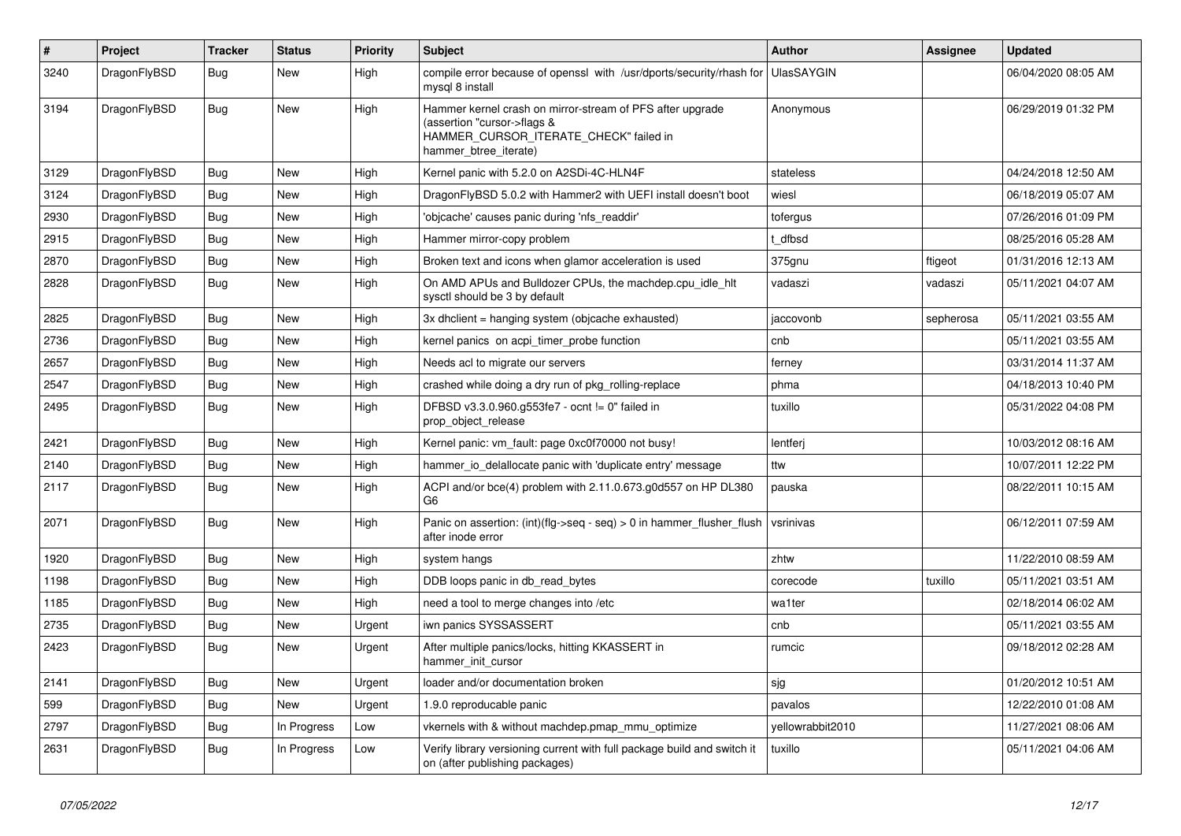| # | Project | Tracker | Status | Priority | Subject | Author | Assignee | Updated |
|---|---|---|---|---|---|---|---|---|
| 3240 | DragonFlyBSD | Bug | New | High | compile error because of openssl with /usr/dports/security/rhash for mysql 8 install | UlasSAYGIN | | 06/04/2020 08:05 AM |
| 3194 | DragonFlyBSD | Bug | New | High | Hammer kernel crash on mirror-stream of PFS after upgrade (assertion "cursor->flags & HAMMER_CURSOR_ITERATE_CHECK" failed in hammer_btree_iterate) | Anonymous | | 06/29/2019 01:32 PM |
| 3129 | DragonFlyBSD | Bug | New | High | Kernel panic with 5.2.0 on A2SDi-4C-HLN4F | stateless | | 04/24/2018 12:50 AM |
| 3124 | DragonFlyBSD | Bug | New | High | DragonFlyBSD 5.0.2 with Hammer2 with UEFI install doesn't boot | wiesl | | 06/18/2019 05:07 AM |
| 2930 | DragonFlyBSD | Bug | New | High | 'objcache' causes panic during 'nfs_readdir' | tofergus | | 07/26/2016 01:09 PM |
| 2915 | DragonFlyBSD | Bug | New | High | Hammer mirror-copy problem | t_dfbsd | | 08/25/2016 05:28 AM |
| 2870 | DragonFlyBSD | Bug | New | High | Broken text and icons when glamor acceleration is used | 375gnu | ftigeot | 01/31/2016 12:13 AM |
| 2828 | DragonFlyBSD | Bug | New | High | On AMD APUs and Bulldozer CPUs, the machdep.cpu_idle_hlt sysctl should be 3 by default | vadaszi | vadaszi | 05/11/2021 04:07 AM |
| 2825 | DragonFlyBSD | Bug | New | High | 3x dhclient = hanging system (objcache exhausted) | jaccovonb | sepherosa | 05/11/2021 03:55 AM |
| 2736 | DragonFlyBSD | Bug | New | High | kernel panics on acpi_timer_probe function | cnb | | 05/11/2021 03:55 AM |
| 2657 | DragonFlyBSD | Bug | New | High | Needs acl to migrate our servers | ferney | | 03/31/2014 11:37 AM |
| 2547 | DragonFlyBSD | Bug | New | High | crashed while doing a dry run of pkg_rolling-replace | phma | | 04/18/2013 10:40 PM |
| 2495 | DragonFlyBSD | Bug | New | High | DFBSD v3.3.0.960.g553fe7 - ocnt != 0" failed in prop_object_release | tuxillo | | 05/31/2022 04:08 PM |
| 2421 | DragonFlyBSD | Bug | New | High | Kernel panic: vm_fault: page 0xc0f70000 not busy! | lentferj | | 10/03/2012 08:16 AM |
| 2140 | DragonFlyBSD | Bug | New | High | hammer_io_delallocate panic with 'duplicate entry' message | ttw | | 10/07/2011 12:22 PM |
| 2117 | DragonFlyBSD | Bug | New | High | ACPI and/or bce(4) problem with 2.11.0.673.g0d557 on HP DL380 G6 | pauska | | 08/22/2011 10:15 AM |
| 2071 | DragonFlyBSD | Bug | New | High | Panic on assertion: (int)(flg->seq - seq) > 0 in hammer_flusher_flush after inode error | vsrinivas | | 06/12/2011 07:59 AM |
| 1920 | DragonFlyBSD | Bug | New | High | system hangs | zhtw | | 11/22/2010 08:59 AM |
| 1198 | DragonFlyBSD | Bug | New | High | DDB loops panic in db_read_bytes | corecode | tuxillo | 05/11/2021 03:51 AM |
| 1185 | DragonFlyBSD | Bug | New | High | need a tool to merge changes into /etc | wa1ter | | 02/18/2014 06:02 AM |
| 2735 | DragonFlyBSD | Bug | New | Urgent | iwn panics SYSSASSERT | cnb | | 05/11/2021 03:55 AM |
| 2423 | DragonFlyBSD | Bug | New | Urgent | After multiple panics/locks, hitting KKASSERT in hammer_init_cursor | rumcic | | 09/18/2012 02:28 AM |
| 2141 | DragonFlyBSD | Bug | New | Urgent | loader and/or documentation broken | sjg | | 01/20/2012 10:51 AM |
| 599 | DragonFlyBSD | Bug | New | Urgent | 1.9.0 reproducable panic | pavalos | | 12/22/2010 01:08 AM |
| 2797 | DragonFlyBSD | Bug | In Progress | Low | vkernels with & without machdep.pmap_mmu_optimize | yellowrabbit2010 | | 11/27/2021 08:06 AM |
| 2631 | DragonFlyBSD | Bug | In Progress | Low | Verify library versioning current with full package build and switch it on (after publishing packages) | tuxillo | | 05/11/2021 04:06 AM |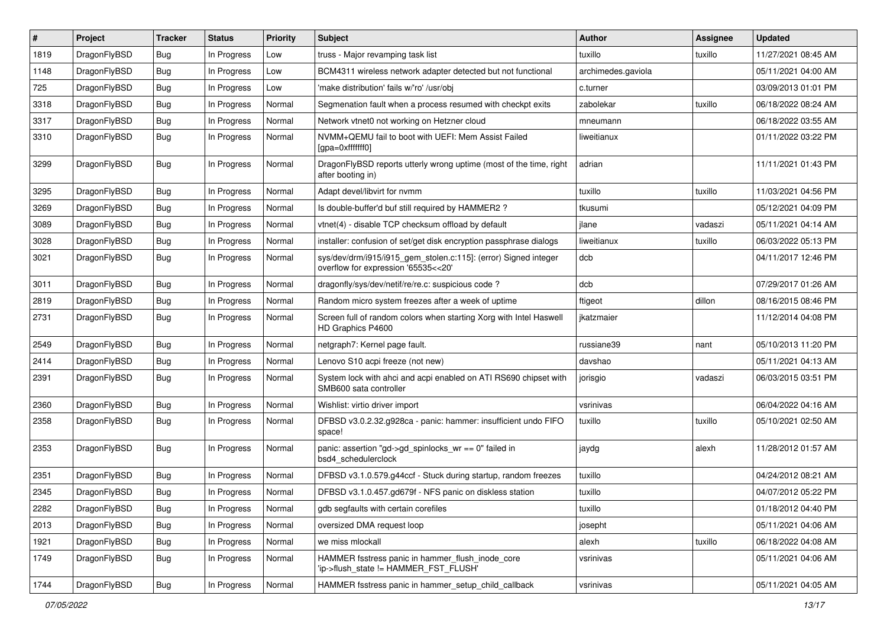| # | Project | Tracker | Status | Priority | Subject | Author | Assignee | Updated |
|---|---|---|---|---|---|---|---|---|
| 1819 | DragonFlyBSD | Bug | In Progress | Low | truss - Major revamping task list | tuxillo | tuxillo | 11/27/2021 08:45 AM |
| 1148 | DragonFlyBSD | Bug | In Progress | Low | BCM4311 wireless network adapter detected but not functional | archimedes.gaviola | | 05/11/2021 04:00 AM |
| 725 | DragonFlyBSD | Bug | In Progress | Low | 'make distribution' fails w/'ro' /usr/obj | c.turner | | 03/09/2013 01:01 PM |
| 3318 | DragonFlyBSD | Bug | In Progress | Normal | Segmenation fault when a process resumed with checkpt exits | zabolekar | tuxillo | 06/18/2022 08:24 AM |
| 3317 | DragonFlyBSD | Bug | In Progress | Normal | Network vtnet0 not working on Hetzner cloud | mneumann | | 06/18/2022 03:55 AM |
| 3310 | DragonFlyBSD | Bug | In Progress | Normal | NVMM+QEMU fail to boot with UEFI: Mem Assist Failed [gpa=0xfffffff0] | liweitianux | | 01/11/2022 03:22 PM |
| 3299 | DragonFlyBSD | Bug | In Progress | Normal | DragonFlyBSD reports utterly wrong uptime (most of the time, right after booting in) | adrian | | 11/11/2021 01:43 PM |
| 3295 | DragonFlyBSD | Bug | In Progress | Normal | Adapt devel/libvirt for nvmm | tuxillo | tuxillo | 11/03/2021 04:56 PM |
| 3269 | DragonFlyBSD | Bug | In Progress | Normal | Is double-buffer'd buf still required by HAMMER2 ? | tkusumi | | 05/12/2021 04:09 PM |
| 3089 | DragonFlyBSD | Bug | In Progress | Normal | vtnet(4) - disable TCP checksum offload by default | jlane | vadaszi | 05/11/2021 04:14 AM |
| 3028 | DragonFlyBSD | Bug | In Progress | Normal | installer: confusion of set/get disk encryption passphrase dialogs | liweitianux | tuxillo | 06/03/2022 05:13 PM |
| 3021 | DragonFlyBSD | Bug | In Progress | Normal | sys/dev/drm/i915/i915_gem_stolen.c:115]: (error) Signed integer overflow for expression '65535<<20' | dcb | | 04/11/2017 12:46 PM |
| 3011 | DragonFlyBSD | Bug | In Progress | Normal | dragonfly/sys/dev/netif/re/re.c: suspicious code ? | dcb | | 07/29/2017 01:26 AM |
| 2819 | DragonFlyBSD | Bug | In Progress | Normal | Random micro system freezes after a week of uptime | ftigeot | dillon | 08/16/2015 08:46 PM |
| 2731 | DragonFlyBSD | Bug | In Progress | Normal | Screen full of random colors when starting Xorg with Intel Haswell HD Graphics P4600 | jkatzmaier | | 11/12/2014 04:08 PM |
| 2549 | DragonFlyBSD | Bug | In Progress | Normal | netgraph7: Kernel page fault. | russiane39 | nant | 05/10/2013 11:20 PM |
| 2414 | DragonFlyBSD | Bug | In Progress | Normal | Lenovo S10 acpi freeze (not new) | davshao | | 05/11/2021 04:13 AM |
| 2391 | DragonFlyBSD | Bug | In Progress | Normal | System lock with ahci and acpi enabled on ATI RS690 chipset with SMB600 sata controller | jorisgio | vadaszi | 06/03/2015 03:51 PM |
| 2360 | DragonFlyBSD | Bug | In Progress | Normal | Wishlist: virtio driver import | vsrinivas | | 06/04/2022 04:16 AM |
| 2358 | DragonFlyBSD | Bug | In Progress | Normal | DFBSD v3.0.2.32.g928ca - panic: hammer: insufficient undo FIFO space! | tuxillo | tuxillo | 05/10/2021 02:50 AM |
| 2353 | DragonFlyBSD | Bug | In Progress | Normal | panic: assertion "gd->gd_spinlocks_wr == 0" failed in bsd4_schedulerclock | jaydg | alexh | 11/28/2012 01:57 AM |
| 2351 | DragonFlyBSD | Bug | In Progress | Normal | DFBSD v3.1.0.579.g44ccf - Stuck during startup, random freezes | tuxillo | | 04/24/2012 08:21 AM |
| 2345 | DragonFlyBSD | Bug | In Progress | Normal | DFBSD v3.1.0.457.gd679f - NFS panic on diskless station | tuxillo | | 04/07/2012 05:22 PM |
| 2282 | DragonFlyBSD | Bug | In Progress | Normal | gdb segfaults with certain corefiles | tuxillo | | 01/18/2012 04:40 PM |
| 2013 | DragonFlyBSD | Bug | In Progress | Normal | oversized DMA request loop | josepht | | 05/11/2021 04:06 AM |
| 1921 | DragonFlyBSD | Bug | In Progress | Normal | we miss mlockall | alexh | tuxillo | 06/18/2022 04:08 AM |
| 1749 | DragonFlyBSD | Bug | In Progress | Normal | HAMMER fsstress panic in hammer_flush_inode_core 'ip->flush_state != HAMMER_FST_FLUSH' | vsrinivas | | 05/11/2021 04:06 AM |
| 1744 | DragonFlyBSD | Bug | In Progress | Normal | HAMMER fsstress panic in hammer_setup_child_callback | vsrinivas | | 05/11/2021 04:05 AM |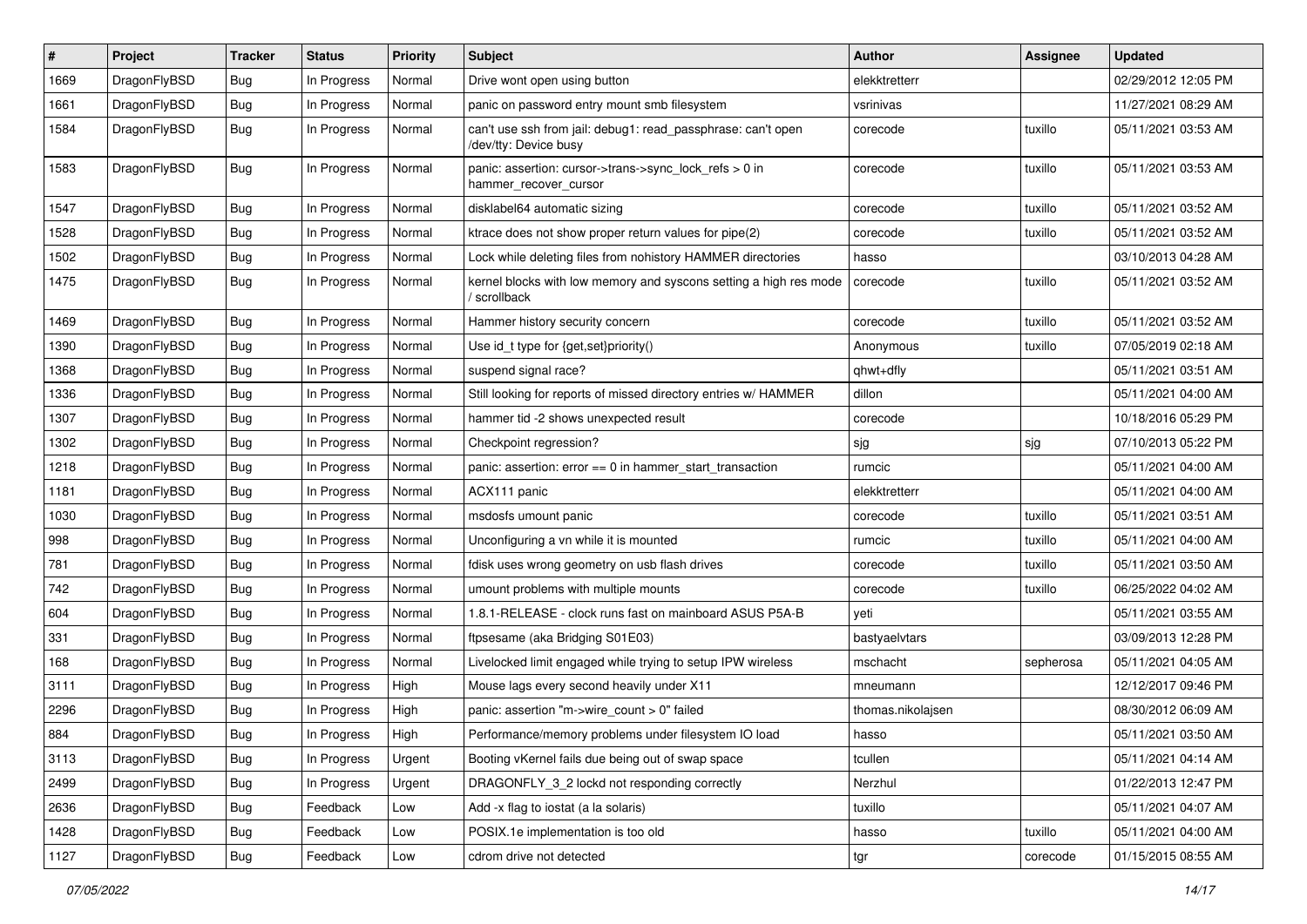| # | Project | Tracker | Status | Priority | Subject | Author | Assignee | Updated |
|---|---|---|---|---|---|---|---|---|
| 1669 | DragonFlyBSD | Bug | In Progress | Normal | Drive wont open using button | elekktretterr | | 02/29/2012 12:05 PM |
| 1661 | DragonFlyBSD | Bug | In Progress | Normal | panic on password entry mount smb filesystem | vsrinivas | | 11/27/2021 08:29 AM |
| 1584 | DragonFlyBSD | Bug | In Progress | Normal | can't use ssh from jail: debug1: read_passphrase: can't open /dev/tty: Device busy | corecode | tuxillo | 05/11/2021 03:53 AM |
| 1583 | DragonFlyBSD | Bug | In Progress | Normal | panic: assertion: cursor->trans->sync_lock_refs > 0 in hammer_recover_cursor | corecode | tuxillo | 05/11/2021 03:53 AM |
| 1547 | DragonFlyBSD | Bug | In Progress | Normal | disklabel64 automatic sizing | corecode | tuxillo | 05/11/2021 03:52 AM |
| 1528 | DragonFlyBSD | Bug | In Progress | Normal | ktrace does not show proper return values for pipe(2) | corecode | tuxillo | 05/11/2021 03:52 AM |
| 1502 | DragonFlyBSD | Bug | In Progress | Normal | Lock while deleting files from nohistory HAMMER directories | hasso | | 03/10/2013 04:28 AM |
| 1475 | DragonFlyBSD | Bug | In Progress | Normal | kernel blocks with low memory and syscons setting a high res mode / scrollback | corecode | tuxillo | 05/11/2021 03:52 AM |
| 1469 | DragonFlyBSD | Bug | In Progress | Normal | Hammer history security concern | corecode | tuxillo | 05/11/2021 03:52 AM |
| 1390 | DragonFlyBSD | Bug | In Progress | Normal | Use id_t type for {get,set}priority() | Anonymous | tuxillo | 07/05/2019 02:18 AM |
| 1368 | DragonFlyBSD | Bug | In Progress | Normal | suspend signal race? | qhwt+dfly | | 05/11/2021 03:51 AM |
| 1336 | DragonFlyBSD | Bug | In Progress | Normal | Still looking for reports of missed directory entries w/ HAMMER | dillon | | 05/11/2021 04:00 AM |
| 1307 | DragonFlyBSD | Bug | In Progress | Normal | hammer tid -2 shows unexpected result | corecode | | 10/18/2016 05:29 PM |
| 1302 | DragonFlyBSD | Bug | In Progress | Normal | Checkpoint regression? | sjg | sjg | 07/10/2013 05:22 PM |
| 1218 | DragonFlyBSD | Bug | In Progress | Normal | panic: assertion: error == 0 in hammer_start_transaction | rumcic | | 05/11/2021 04:00 AM |
| 1181 | DragonFlyBSD | Bug | In Progress | Normal | ACX111 panic | elekktretterr | | 05/11/2021 04:00 AM |
| 1030 | DragonFlyBSD | Bug | In Progress | Normal | msdosfs umount panic | corecode | tuxillo | 05/11/2021 03:51 AM |
| 998 | DragonFlyBSD | Bug | In Progress | Normal | Unconfiguring a vn while it is mounted | rumcic | tuxillo | 05/11/2021 04:00 AM |
| 781 | DragonFlyBSD | Bug | In Progress | Normal | fdisk uses wrong geometry on usb flash drives | corecode | tuxillo | 05/11/2021 03:50 AM |
| 742 | DragonFlyBSD | Bug | In Progress | Normal | umount problems with multiple mounts | corecode | tuxillo | 06/25/2022 04:02 AM |
| 604 | DragonFlyBSD | Bug | In Progress | Normal | 1.8.1-RELEASE - clock runs fast on mainboard ASUS P5A-B | yeti | | 05/11/2021 03:55 AM |
| 331 | DragonFlyBSD | Bug | In Progress | Normal | ftpsesame (aka Bridging S01E03) | bastyaelvtars | | 03/09/2013 12:28 PM |
| 168 | DragonFlyBSD | Bug | In Progress | Normal | Livelocked limit engaged while trying to setup IPW wireless | mschacht | sepherosa | 05/11/2021 04:05 AM |
| 3111 | DragonFlyBSD | Bug | In Progress | High | Mouse lags every second heavily under X11 | mneumann | | 12/12/2017 09:46 PM |
| 2296 | DragonFlyBSD | Bug | In Progress | High | panic: assertion "m->wire_count > 0" failed | thomas.nikolajsen | | 08/30/2012 06:09 AM |
| 884 | DragonFlyBSD | Bug | In Progress | High | Performance/memory problems under filesystem IO load | hasso | | 05/11/2021 03:50 AM |
| 3113 | DragonFlyBSD | Bug | In Progress | Urgent | Booting vKernel fails due being out of swap space | tcullen | | 05/11/2021 04:14 AM |
| 2499 | DragonFlyBSD | Bug | In Progress | Urgent | DRAGONFLY_3_2 lockd not responding correctly | Nerzhul | | 01/22/2013 12:47 PM |
| 2636 | DragonFlyBSD | Bug | Feedback | Low | Add -x flag to iostat (a la solaris) | tuxillo | | 05/11/2021 04:07 AM |
| 1428 | DragonFlyBSD | Bug | Feedback | Low | POSIX.1e implementation is too old | hasso | tuxillo | 05/11/2021 04:00 AM |
| 1127 | DragonFlyBSD | Bug | Feedback | Low | cdrom drive not detected | tgr | corecode | 01/15/2015 08:55 AM |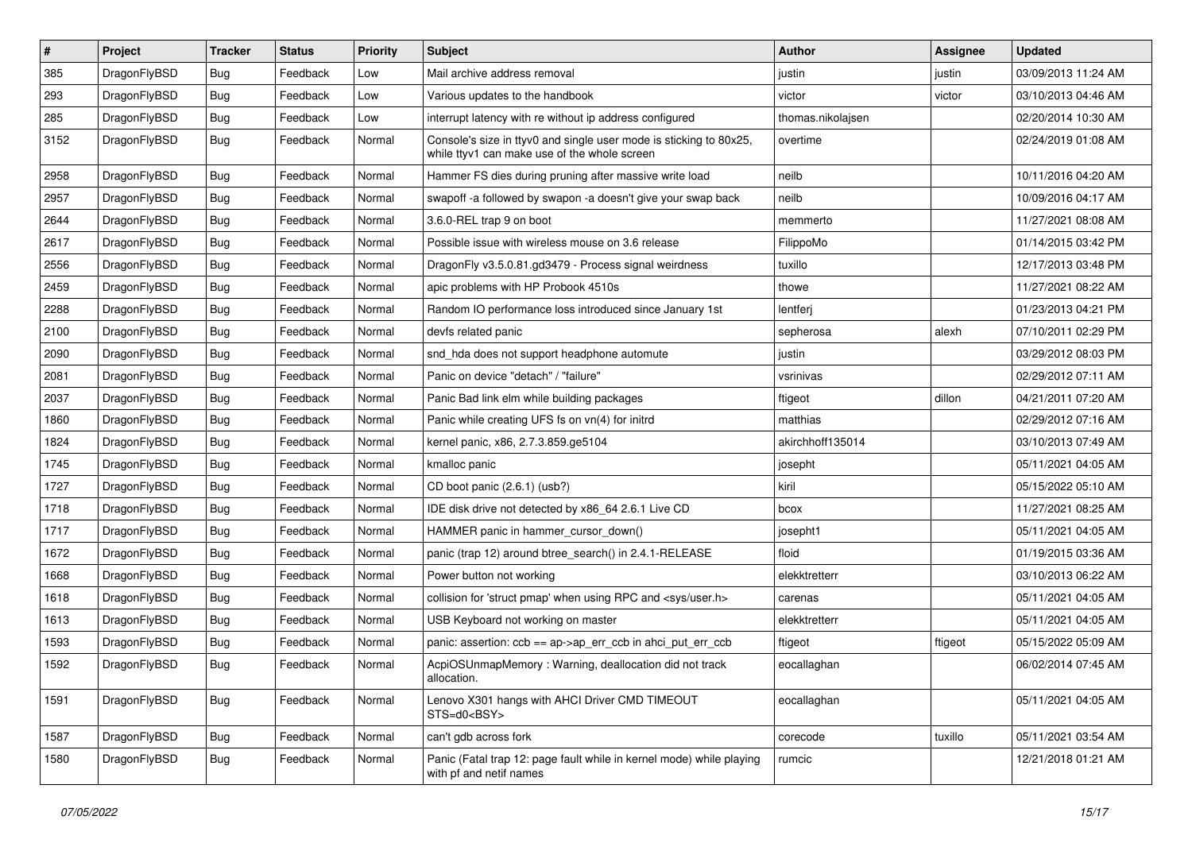| # | Project | Tracker | Status | Priority | Subject | Author | Assignee | Updated |
|---|---|---|---|---|---|---|---|---|
| 385 | DragonFlyBSD | Bug | Feedback | Low | Mail archive address removal | justin | justin | 03/09/2013 11:24 AM |
| 293 | DragonFlyBSD | Bug | Feedback | Low | Various updates to the handbook | victor | victor | 03/10/2013 04:46 AM |
| 285 | DragonFlyBSD | Bug | Feedback | Low | interrupt latency with re without ip address configured | thomas.nikolajsen | | 02/20/2014 10:30 AM |
| 3152 | DragonFlyBSD | Bug | Feedback | Normal | Console's size in ttyv0 and single user mode is sticking to 80x25, while ttyv1 can make use of the whole screen | overtime | | 02/24/2019 01:08 AM |
| 2958 | DragonFlyBSD | Bug | Feedback | Normal | Hammer FS dies during pruning after massive write load | neilb | | 10/11/2016 04:20 AM |
| 2957 | DragonFlyBSD | Bug | Feedback | Normal | swapoff -a followed by swapon -a doesn't give your swap back | neilb | | 10/09/2016 04:17 AM |
| 2644 | DragonFlyBSD | Bug | Feedback | Normal | 3.6.0-REL trap 9 on boot | memmerto | | 11/27/2021 08:08 AM |
| 2617 | DragonFlyBSD | Bug | Feedback | Normal | Possible issue with wireless mouse on 3.6 release | FilippoMo | | 01/14/2015 03:42 PM |
| 2556 | DragonFlyBSD | Bug | Feedback | Normal | DragonFly v3.5.0.81.gd3479 - Process signal weirdness | tuxillo | | 12/17/2013 03:48 PM |
| 2459 | DragonFlyBSD | Bug | Feedback | Normal | apic problems with HP Probook 4510s | thowe | | 11/27/2021 08:22 AM |
| 2288 | DragonFlyBSD | Bug | Feedback | Normal | Random IO performance loss introduced since January 1st | lentferj | | 01/23/2013 04:21 PM |
| 2100 | DragonFlyBSD | Bug | Feedback | Normal | devfs related panic | sepherosa | alexh | 07/10/2011 02:29 PM |
| 2090 | DragonFlyBSD | Bug | Feedback | Normal | snd_hda does not support headphone automute | justin | | 03/29/2012 08:03 PM |
| 2081 | DragonFlyBSD | Bug | Feedback | Normal | Panic on device "detach" / "failure" | vsrinivas | | 02/29/2012 07:11 AM |
| 2037 | DragonFlyBSD | Bug | Feedback | Normal | Panic Bad link elm while building packages | ftigeot | dillon | 04/21/2011 07:20 AM |
| 1860 | DragonFlyBSD | Bug | Feedback | Normal | Panic while creating UFS fs on vn(4) for initrd | matthias | | 02/29/2012 07:16 AM |
| 1824 | DragonFlyBSD | Bug | Feedback | Normal | kernel panic, x86, 2.7.3.859.ge5104 | akirchhoff135014 | | 03/10/2013 07:49 AM |
| 1745 | DragonFlyBSD | Bug | Feedback | Normal | kmalloc panic | josepht | | 05/11/2021 04:05 AM |
| 1727 | DragonFlyBSD | Bug | Feedback | Normal | CD boot panic (2.6.1) (usb?) | kiril | | 05/15/2022 05:10 AM |
| 1718 | DragonFlyBSD | Bug | Feedback | Normal | IDE disk drive not detected by x86_64 2.6.1 Live CD | bcox | | 11/27/2021 08:25 AM |
| 1717 | DragonFlyBSD | Bug | Feedback | Normal | HAMMER panic in hammer_cursor_down() | josepht1 | | 05/11/2021 04:05 AM |
| 1672 | DragonFlyBSD | Bug | Feedback | Normal | panic (trap 12) around btree_search() in 2.4.1-RELEASE | floid | | 01/19/2015 03:36 AM |
| 1668 | DragonFlyBSD | Bug | Feedback | Normal | Power button not working | elekktretterr | | 03/10/2013 06:22 AM |
| 1618 | DragonFlyBSD | Bug | Feedback | Normal | collision for 'struct pmap' when using RPC and <sys/user.h> | carenas | | 05/11/2021 04:05 AM |
| 1613 | DragonFlyBSD | Bug | Feedback | Normal | USB Keyboard not working on master | elekktretterr | | 05/11/2021 04:05 AM |
| 1593 | DragonFlyBSD | Bug | Feedback | Normal | panic: assertion: ccb == ap->ap_err_ccb in ahci_put_err_ccb | ftigeot | ftigeot | 05/15/2022 05:09 AM |
| 1592 | DragonFlyBSD | Bug | Feedback | Normal | AcpiOSUnmapMemory : Warning, deallocation did not track allocation. | eocallaghan | | 06/02/2014 07:45 AM |
| 1591 | DragonFlyBSD | Bug | Feedback | Normal | Lenovo X301 hangs with AHCI Driver CMD TIMEOUT STS=d0<BSY> | eocallaghan | | 05/11/2021 04:05 AM |
| 1587 | DragonFlyBSD | Bug | Feedback | Normal | can't gdb across fork | corecode | tuxillo | 05/11/2021 03:54 AM |
| 1580 | DragonFlyBSD | Bug | Feedback | Normal | Panic (Fatal trap 12: page fault while in kernel mode) while playing with pf and netif names | rumcic | | 12/21/2018 01:21 AM |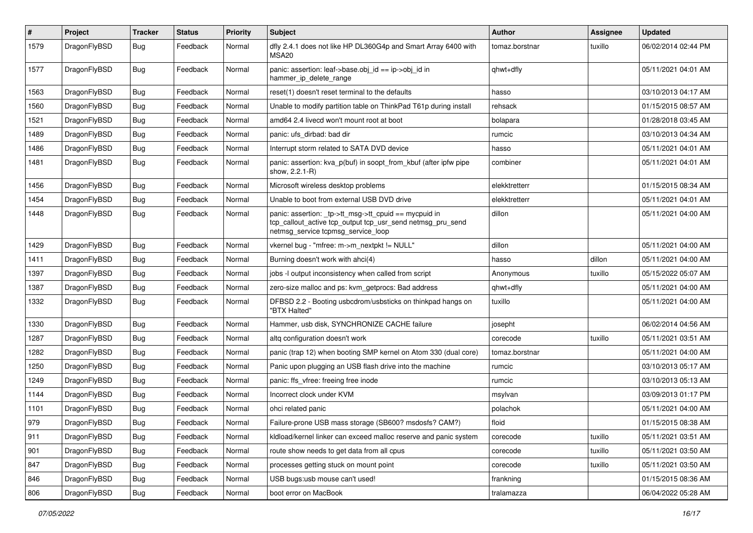| # | Project | Tracker | Status | Priority | Subject | Author | Assignee | Updated |
|---|---|---|---|---|---|---|---|---|
| 1579 | DragonFlyBSD | Bug | Feedback | Normal | dfly 2.4.1 does not like HP DL360G4p and Smart Array 6400 with MSA20 | tomaz.borstnar | tuxillo | 06/02/2014 02:44 PM |
| 1577 | DragonFlyBSD | Bug | Feedback | Normal | panic: assertion: leaf->base.obj_id == ip->obj_id in hammer_ip_delete_range | qhwt+dfly | | 05/11/2021 04:01 AM |
| 1563 | DragonFlyBSD | Bug | Feedback | Normal | reset(1) doesn't reset terminal to the defaults | hasso | | 03/10/2013 04:17 AM |
| 1560 | DragonFlyBSD | Bug | Feedback | Normal | Unable to modify partition table on ThinkPad T61p during install | rehsack | | 01/15/2015 08:57 AM |
| 1521 | DragonFlyBSD | Bug | Feedback | Normal | amd64 2.4 livecd won't mount root at boot | bolapara | | 01/28/2018 03:45 AM |
| 1489 | DragonFlyBSD | Bug | Feedback | Normal | panic: ufs_dirbad: bad dir | rumcic | | 03/10/2013 04:34 AM |
| 1486 | DragonFlyBSD | Bug | Feedback | Normal | Interrupt storm related to SATA DVD device | hasso | | 05/11/2021 04:01 AM |
| 1481 | DragonFlyBSD | Bug | Feedback | Normal | panic: assertion: kva_p(buf) in soopt_from_kbuf (after ipfw pipe show, 2.2.1-R) | combiner | | 05/11/2021 04:01 AM |
| 1456 | DragonFlyBSD | Bug | Feedback | Normal | Microsoft wireless desktop problems | elekktretterr | | 01/15/2015 08:34 AM |
| 1454 | DragonFlyBSD | Bug | Feedback | Normal | Unable to boot from external USB DVD drive | elekktretterr | | 05/11/2021 04:01 AM |
| 1448 | DragonFlyBSD | Bug | Feedback | Normal | panic: assertion: _tp->tt_msg->tt_cpuid == mycpuid in tcp_callout_active tcp_output tcp_usr_send netmsg_pru_send netmsg_service tcpmsg_service_loop | dillon | | 05/11/2021 04:00 AM |
| 1429 | DragonFlyBSD | Bug | Feedback | Normal | vkernel bug - "mfree: m->m_nextpkt != NULL" | dillon | | 05/11/2021 04:00 AM |
| 1411 | DragonFlyBSD | Bug | Feedback | Normal | Burning doesn't work with ahci(4) | hasso | dillon | 05/11/2021 04:00 AM |
| 1397 | DragonFlyBSD | Bug | Feedback | Normal | jobs -l output inconsistency when called from script | Anonymous | tuxillo | 05/15/2022 05:07 AM |
| 1387 | DragonFlyBSD | Bug | Feedback | Normal | zero-size malloc and ps: kvm_getprocs: Bad address | qhwt+dfly | | 05/11/2021 04:00 AM |
| 1332 | DragonFlyBSD | Bug | Feedback | Normal | DFBSD 2.2 - Booting usbcdrom/usbsticks on thinkpad hangs on "BTX Halted" | tuxillo | | 05/11/2021 04:00 AM |
| 1330 | DragonFlyBSD | Bug | Feedback | Normal | Hammer, usb disk, SYNCHRONIZE CACHE failure | josepht | | 06/02/2014 04:56 AM |
| 1287 | DragonFlyBSD | Bug | Feedback | Normal | altq configuration doesn't work | corecode | tuxillo | 05/11/2021 03:51 AM |
| 1282 | DragonFlyBSD | Bug | Feedback | Normal | panic (trap 12) when booting SMP kernel on Atom 330 (dual core) | tomaz.borstnar | | 05/11/2021 04:00 AM |
| 1250 | DragonFlyBSD | Bug | Feedback | Normal | Panic upon plugging an USB flash drive into the machine | rumcic | | 03/10/2013 05:17 AM |
| 1249 | DragonFlyBSD | Bug | Feedback | Normal | panic: ffs_vfree: freeing free inode | rumcic | | 03/10/2013 05:13 AM |
| 1144 | DragonFlyBSD | Bug | Feedback | Normal | Incorrect clock under KVM | msylvan | | 03/09/2013 01:17 PM |
| 1101 | DragonFlyBSD | Bug | Feedback | Normal | ohci related panic | polachok | | 05/11/2021 04:00 AM |
| 979 | DragonFlyBSD | Bug | Feedback | Normal | Failure-prone USB mass storage (SB600? msdosfs? CAM?) | floid | | 01/15/2015 08:38 AM |
| 911 | DragonFlyBSD | Bug | Feedback | Normal | kldload/kernel linker can exceed malloc reserve and panic system | corecode | tuxillo | 05/11/2021 03:51 AM |
| 901 | DragonFlyBSD | Bug | Feedback | Normal | route show needs to get data from all cpus | corecode | tuxillo | 05/11/2021 03:50 AM |
| 847 | DragonFlyBSD | Bug | Feedback | Normal | processes getting stuck on mount point | corecode | tuxillo | 05/11/2021 03:50 AM |
| 846 | DragonFlyBSD | Bug | Feedback | Normal | USB bugs:usb mouse can't used! | frankning | | 01/15/2015 08:36 AM |
| 806 | DragonFlyBSD | Bug | Feedback | Normal | boot error on MacBook | tralamazza | | 06/04/2022 05:28 AM |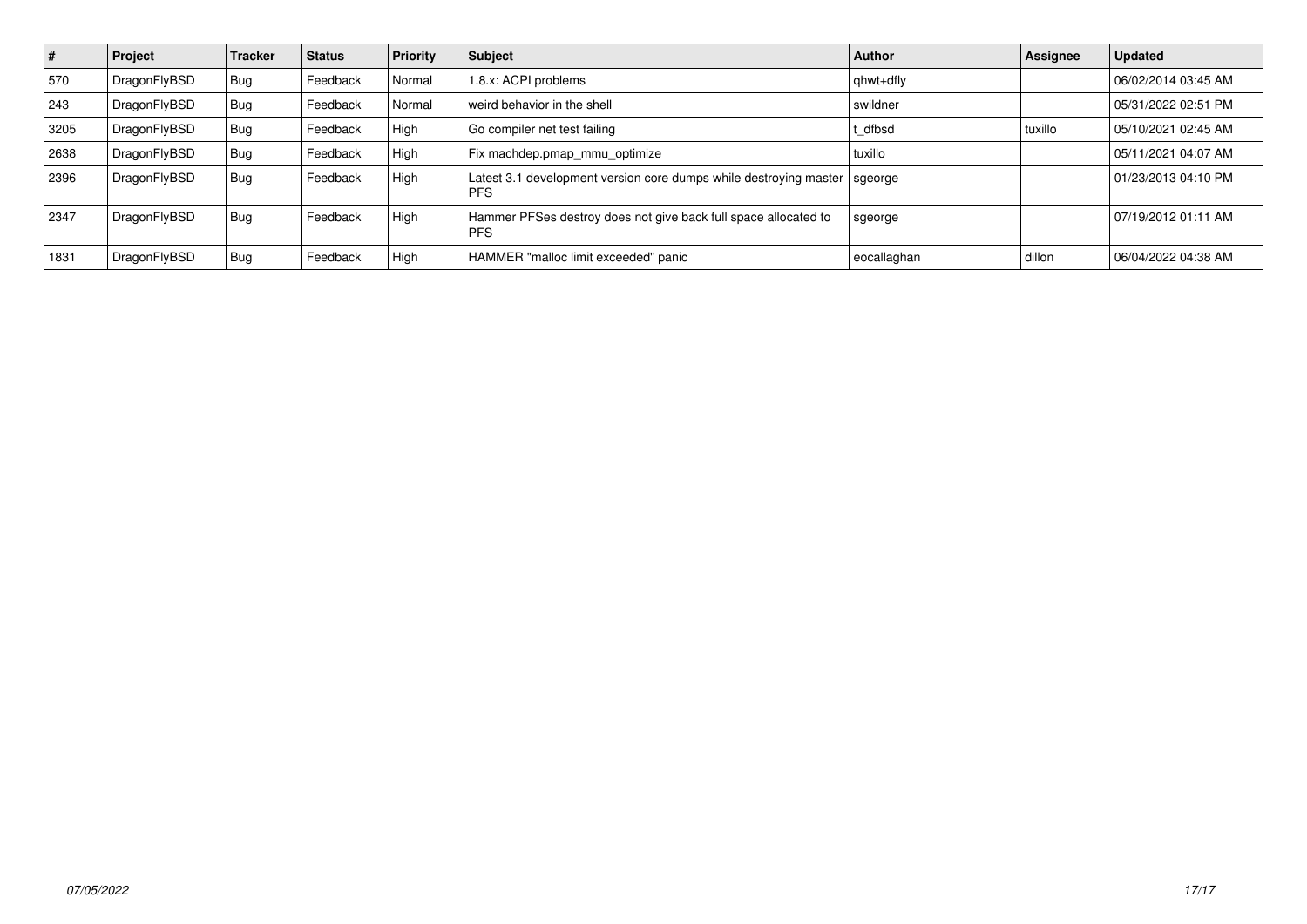| # | Project | Tracker | Status | Priority | Subject | Author | Assignee | Updated |
|---|---|---|---|---|---|---|---|---|
| 570 | DragonFlyBSD | Bug | Feedback | Normal | 1.8.x: ACPI problems | qhwt+dfly | | 06/02/2014 03:45 AM |
| 243 | DragonFlyBSD | Bug | Feedback | Normal | weird behavior in the shell | swildner | | 05/31/2022 02:51 PM |
| 3205 | DragonFlyBSD | Bug | Feedback | High | Go compiler net test failing | t_dfbsd | tuxillo | 05/10/2021 02:45 AM |
| 2638 | DragonFlyBSD | Bug | Feedback | High | Fix machdep.pmap_mmu_optimize | tuxillo | | 05/11/2021 04:07 AM |
| 2396 | DragonFlyBSD | Bug | Feedback | High | Latest 3.1 development version core dumps while destroying master PFS | sgeorge | | 01/23/2013 04:10 PM |
| 2347 | DragonFlyBSD | Bug | Feedback | High | Hammer PFSes destroy does not give back full space allocated to PFS | sgeorge | | 07/19/2012 01:11 AM |
| 1831 | DragonFlyBSD | Bug | Feedback | High | HAMMER "malloc limit exceeded" panic | eocallaghan | dillon | 06/04/2022 04:38 AM |